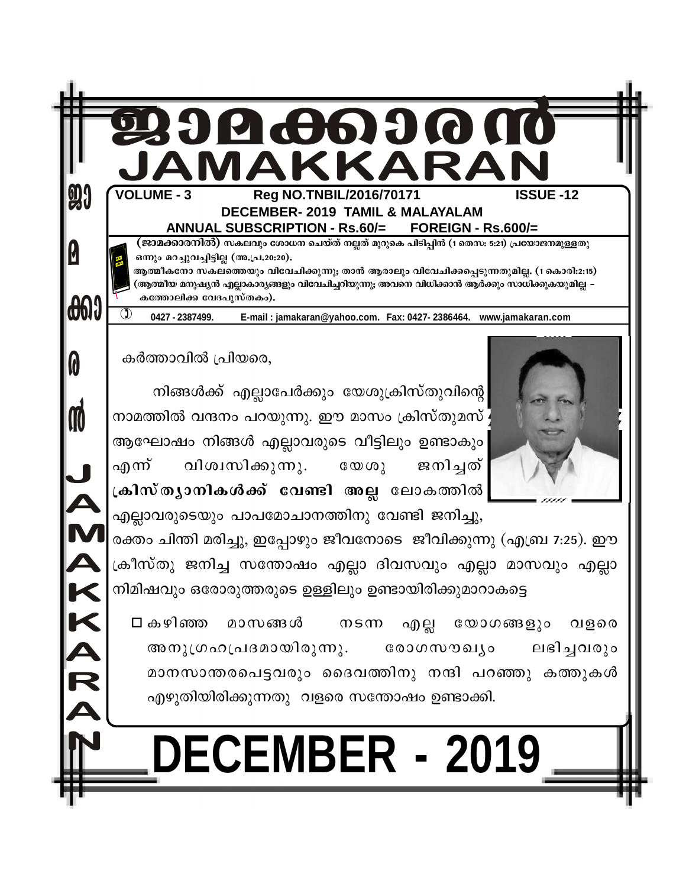# ജാമക്കാരൻ
# JAMAKKARAN

**VOLUME - 3** **Reg NO.TNBIL/2016/70171** **ISSUE -12**

**DECEMBER- 2019 TAMIL & MALAYALAM**

**ANNUAL SUBSCRIPTION - Rs.60/= FOREIGN - Rs.600/=**

**(ജാമക്കാരനിൽ)** സകലവും ശോധന ചെയ്ത് നല്ലത് മുറുകെ പിടിപ്പിൻ (1 തെസ: 5:21) പ്രയോജനമുള്ളതു ഒന്നും മറച്ചുവച്ചിട്ടില്ല (അ.പ്ര.20:20).

ആത്മീകനോ സകലത്തെയും വിവേചിക്കുന്നു; താൻ ആരാലും വിവേചിക്കപ്പെടുന്നതുമില്ല. (1 കൊരി:2:15) (ആത്മീയ മനുഷ്യൻ എല്ലാകാര്യങ്ങളും വിവേചിച്ചറിയുന്നു; അവനെ വിധിക്കാൻ ആർക്കും സാധിക്കുകയുമില്ല – കത്തോലിക്ക വേദപുസ്തകം).

0427 - 2387499. E-mail : jamakaran@yahoo.com. Fax: 0427- 2386464. www.jamakaran.com

കർത്താവിൽ പ്രിയരെ,

നിങ്ങൾക്ക് എല്ലാപേർക്കും യേശുക്രിസ്തുവിന്റെ നാമത്തിൽ വന്ദനം പറയുന്നു. ഈ മാസം ക്രിസ്തുമസ് ആഘോഷം നിങ്ങൾ എല്ലാവരുടെ വീട്ടിലും ഉണ്ടാകും എന്ന് വിശ്വസിക്കുന്നു. യേശു ജനിച്ചത് **ക്രിസ്ത്യാനികൾക്ക് വേണ്ടി അല്ല** ലോകത്തിൽ എല്ലാവരുടെയും പാപമോചാനത്തിനു വേണ്ടി ജനിച്ചു, രക്തം ചിന്തി മരിച്ചു, ഇപ്പോഴും ജീവനോടെ ജീവിക്കുന്നു (എബ്രാ 7:25). ഈ ക്രീസ്തു ജനിച്ച സന്തോഷം എല്ലാ ദിവസവും എല്ലാ മാസവും എല്ലാ നിമിഷവും ഒരോരുത്തരുടെ ഉള്ളിലും ഉണ്ടായിരിക്കുമാറാകട്ടെ

- കഴിഞ്ഞ മാസങ്ങൾ നടന്ന എല്ല യോഗങ്ങളും വളരെ അനുഗ്രഹപ്രദമായിരുന്നു. രോഗസൗഖ്യം ലഭിച്ചവരും മാനസാന്തരപെട്ടവരും ദൈവത്തിനു നന്ദി പറഞ്ഞു കത്തുകൾ എഴുതിയിരിക്കുന്നതു വളരെ സന്തോഷം ഉണ്ടാക്കി.

# DECEMBER - 2019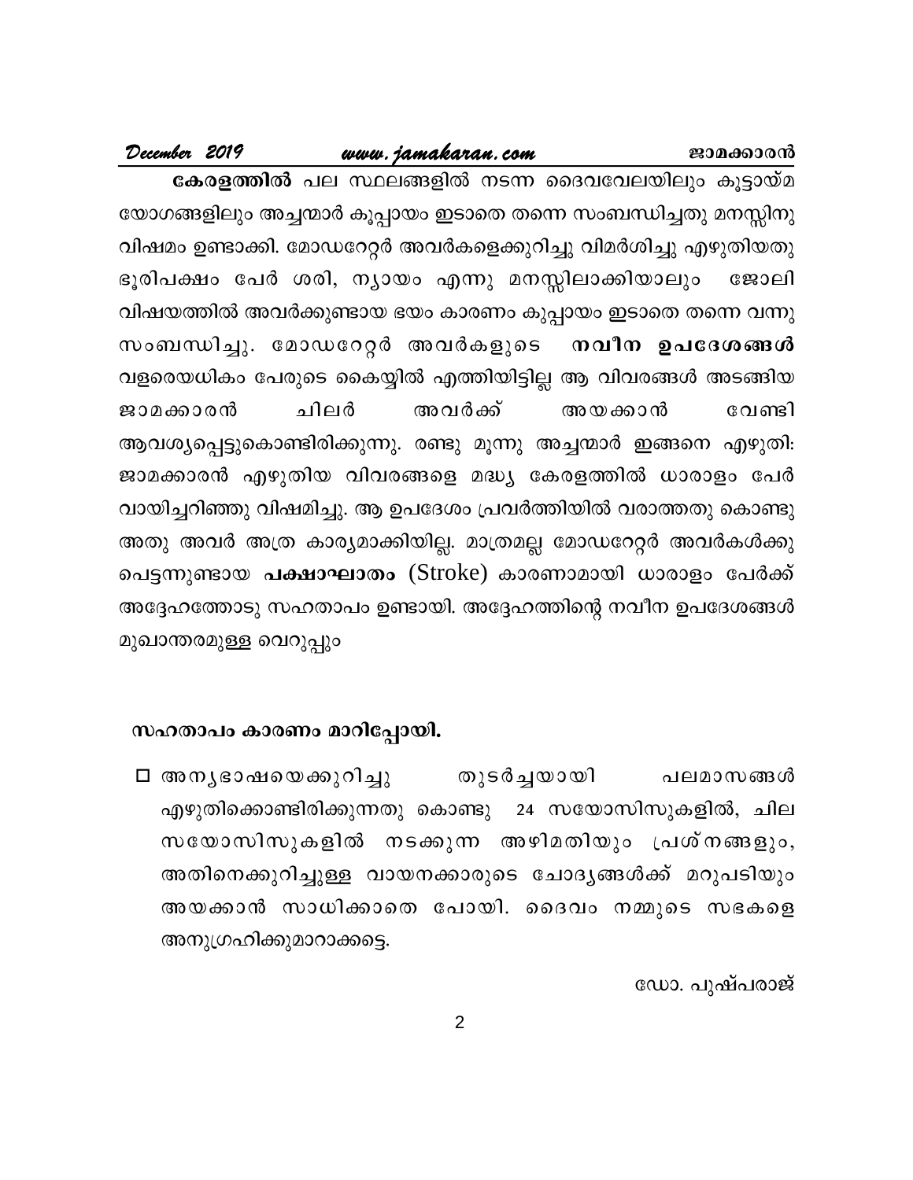**കേരളത്തിൽ** പല സ്ഥലങ്ങളിൽ നടന്ന ദൈവവേലയിലും കൂട്ടായ്മ യോഗങ്ങളിലും അച്ചന്മാർ കുപ്പായം ഇടാതെ തന്നെ സംബന്ധിച്ചതു മനസ്സിനു വിഷമം ഉണ്ടാക്കി. മോഡറേറ്റർ അവർകളെക്കുറിച്ചു വിമർശിച്ചു എഴുതിയതു ഭൂരിപക്ഷം പേർ ശരി, ന്യായം എന്നു മനസ്സിലാക്കിയാലും ജോലി വിഷയത്തിൽ അവർക്കുണ്ടായ ഭയം കാരണം കുപ്പായം ഇടാതെ തന്നെ വന്നു സംബന്ധിച്ചു. മോഡറേറ്റർ അവർകളുടെ **നവീന ഉപദേശങ്ങൾ** വളരെയധികം പേരുടെ കൈയ്യിൽ എത്തിയിട്ടില്ല ആ വിവരങ്ങൾ അടങ്ങിയ ജാമക്കാരൻ ചിലർ അവർക്ക് അയക്കാൻ വേണ്ടി ആവശ്യപ്പെട്ടുകൊണ്ടിരിക്കുന്നു. രണ്ടു മൂന്നു അച്ചന്മാർ ഇങ്ങനെ എഴുതി: ജാമക്കാരൻ എഴുതിയ വിവരങ്ങളെ മദ്ധ്യ കേരളത്തിൽ ധാരാളം പേർ വായിച്ചറിഞ്ഞു വിഷമിച്ചു. ആ ഉപദേശം പ്രവർത്തിയിൽ വരാത്തതു കൊണ്ടു അതു അവർ അത്ര കാര്യമാക്കിയില്ല. മാത്രമല്ല മോഡറേറ്റർ അവർകൾക്കു പെട്ടന്നുണ്ടായ **പക്ഷാഘാതം** (Stroke) കാരണാമായി ധാരാളം പേർക്ക് അദ്ദേഹത്തോടു സഹതാപം ഉണ്ടായി. അദ്ദേഹത്തിന്റെ നവീന ഉപദേശങ്ങൾ മുഖാന്തരമുള്ള വെറുപ്പും

**സഹതാപം കാരണം മാറിപ്പോയി.**

- അന്യഭാഷയെക്കുറിച്ചു തുടർച്ചയായി പലമാസങ്ങൾ എഴുതിക്കൊണ്ടിരിക്കുന്നതു കൊണ്ടു 24 സയോസിസുകളിൽ, ചില സയോസിസുകളിൽ നടക്കുന്ന അഴിമതിയും പ്രശ്നങ്ങളും, അതിനെക്കുറിച്ചുള്ള വായനക്കാരുടെ ചോദ്യങ്ങൾക്ക് മറുപടിയും അയക്കാൻ സാധിക്കാതെ പോയി. ദൈവം നമ്മുടെ സഭകളെ അനുഗ്രഹിക്കുമാറാക്കട്ടെ.

ഡോ. പുഷ്പരാജ്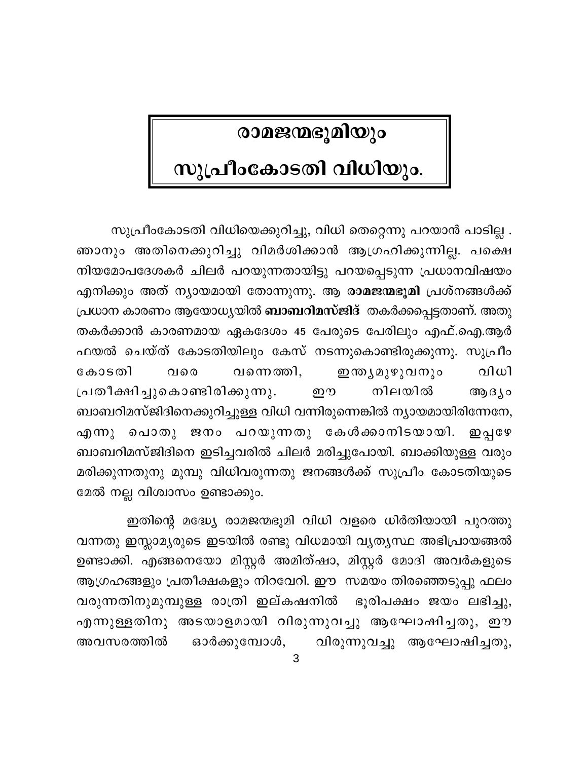# രാമജന്മഭൂമിയും സുപ്രീംകോടതി വിധിയും.

സുപ്രീംകോടതി വിധിയെക്കുറിച്ചു, വിധി തെറ്റെന്നു പറയാൻ പാടില്ല . ഞാനും അതിനെക്കുറിച്ചു വിമർശിക്കാൻ ആഗ്രഹിക്കുന്നില്ല. പക്ഷെ നിയമോപദേശകർ ചിലർ പറയുന്നതായിട്ടു പറയപ്പെടുന്ന പ്രധാനവിഷയം എനിക്കും അത് ന്യായമായി തോന്നുന്നു. ആ **രാമജന്മഭൂമി** പ്രശ്നങ്ങൾക്ക് പ്രധാന കാരണം ആയോധ്യയിൽ **ബാബറിമസ്ജിദ്** തകർക്കപ്പെട്ടതാണ്. അതു തകർക്കാൻ കാരണമായ ഏകദേശം 45 പേരുടെ പേരിലും എഫ്.ഐ.ആർ ഫയൽ ചെയ്ത് കോടതിയിലും കേസ് നടന്നുകൊണ്ടിരിക്കുന്നു. സുപ്രീം കോടതി വരെ വന്നെത്തി, ഇന്ത്യമുഴുവനും വിധി പ്രതീക്ഷിച്ചുകൊണ്ടിരിക്കുന്നു. ഈ നിലയിൽ ആദ്യം ബാബറിമസ്ജിദിനെക്കുറിച്ചുള്ള വിധി വന്നിരുന്നെങ്കിൽ ന്യായമായിരിന്നേനേ, എന്നു പൊതു ജനം പറയുന്നതു കേൾക്കാനിടയായി. ഇപ്പഴേ ബാബറിമസ്ജിദിനെ ഇടിച്ചവരിൽ ചിലർ മരിച്ചുപോയി. ബാക്കിയുള്ള വരും മരിക്കുന്നതുനു മുമ്പു വിധിവരുന്നതു ജനങ്ങൾക്ക് സുപ്രീം കോടതിയുടെ മേൽ നല്ല വിശ്വാസം ഉണ്ടാക്കും.

ഇതിന്റെ മദ്ധ്യേ രാമജന്മഭൂമി വിധി വളരെ ധിർതിയായി പുറത്തു വന്നതു ഇസ്ലാമ്യരുടെ ഇടയിൽ രണ്ടു വിധമായി വ്യത്യസ്ഥ അഭിപ്രായങ്ങൽ ഉണ്ടാക്കി. എങ്ങനെയോ മിസ്റ്റർ അമിത്ഷാ, മിസ്റ്റർ മോദി അവർകളുടെ ആഗ്രഹങ്ങളും പ്രതീക്ഷകളും നിറവേറി. ഈ സമയം തിരഞ്ഞെടുപ്പു ഫലം വരുന്നതിനുമുമ്പുള്ള രാത്രി ഇല്കഷനിൽ ഭൂരിപക്ഷം ജയം ലഭിച്ചു, എന്നുള്ളതിനു അടയാളമായി വിരുന്നുവച്ചു ആഘോഷിച്ചതു, ഈ അവസരത്തിൽ ഓർക്കുമ്പോൾ, വിരുന്നുവച്ചു ആഘോഷിച്ചതു,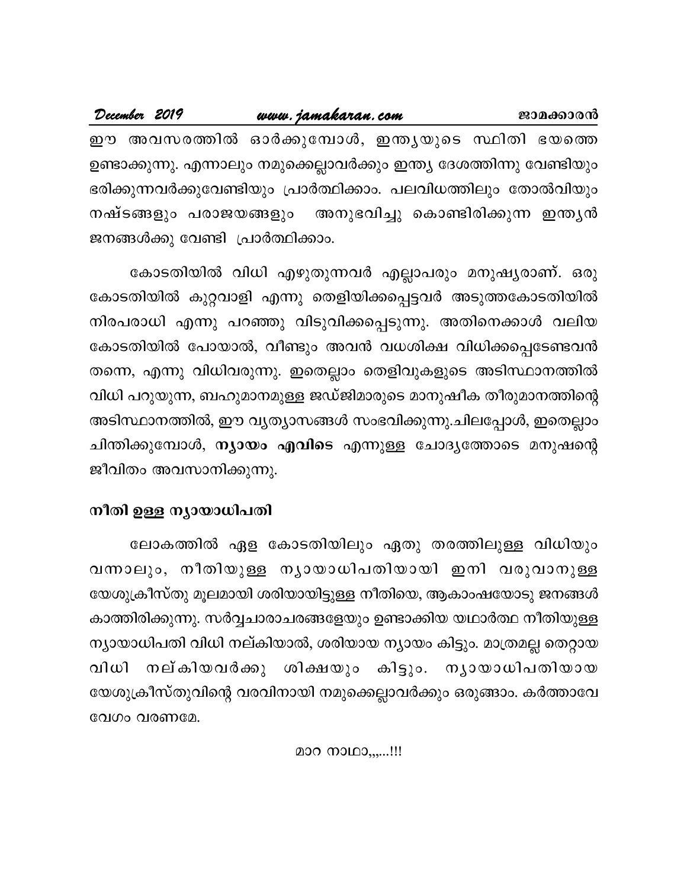ഈ അവസരത്തിൽ ഓർക്കുമ്പോൾ, ഇന്ത്യയുടെ സ്ഥിതി ഭയത്തെ ഉണ്ടാക്കുന്നു. എന്നാലും നമുക്കെല്ലാവർക്കും ഇന്ത്യ ദേശത്തിന്നു വേണ്ടിയും ഭരിക്കുന്നവർക്കുവേണ്ടിയും പ്രാർത്ഥിക്കാം. പലവിധത്തിലും തോൽവിയും നഷ്ടങ്ങളും പരാജയങ്ങളും  അനുഭവിച്ചു കൊണ്ടിരിക്കുന്ന ഇന്ത്യൻ ജനങ്ങൾക്കു വേണ്ടി  പ്രാർത്ഥിക്കാം.

കോടതിയിൽ വിധി എഴുതുന്നവർ എല്ലാപരും മനുഷ്യരാണ്. ഒരു കോടതിയിൽ കുറ്റവാളി എന്നു തെളിയിക്കപ്പെട്ടവർ അടുത്തകോടതിയിൽ നിരപരാധി എന്നു പറഞ്ഞു വിടുവിക്കപ്പെടുന്നു. അതിനെക്കാൾ വലിയ കോടതിയിൽ പോയാൽ, വീണ്ടും അവൻ വധശിക്ഷ വിധിക്കപ്പെടേണ്ടവൻ തന്നെ, എന്നു വിധിവരുന്നു. ഇതെല്ലാം തെളിവുകളുടെ അടിസ്ഥാനത്തിൽ വിധി പറുയുന്ന, ബഹുമാനമുള്ള ജഡ്ജിമാരുടെ മാനുഷീക തീരുമാനത്തിന്റെ അടിസ്ഥാനത്തിൽ, ഈ വ്യത്യാസങ്ങൾ സംഭവിക്കുന്നു.ചിലപ്പോൾ, ഇതെല്ലാം ചിന്തിക്കുമ്പോൾ, **ന്യായം എവിടെ** എന്നുള്ള ചോദ്യത്തോടെ മനുഷന്റെ ജീവിതം അവസാനിക്കുന്നു.

### നീതി ഉള്ള ന്യായാധിപതി

ലോകത്തിൽ ഏള കോടതിയിലും ഏതു തരത്തിലുള്ള വിധിയും വന്നാലും, നീതിയുള്ള ന്യായാധിപതിയായി ഇനി വരുവാനുള്ള യേശുക്രീസ്തു മൂലമായി ശരിയായിട്ടുള്ള നീതിയെ, ആകാംഷയോടു ജനങ്ങൾ കാത്തിരിക്കുന്നു. സർവ്വചാരാചരങ്ങളേയും ഉണ്ടാക്കിയ യഥാർത്ഥ നീതിയുള്ള ന്യായാധിപതി വിധി നല്കിയാൽ, ശരിയായ ന്യായം കിട്ടും. മാത്രമല്ല തെറ്റായ വിധി നല്കിയവർക്കു ശിക്ഷയും കിട്ടും. ന്യായാധിപതിയായ യേശുക്രീസ്തുവിന്റെ വരവിനായി നമുക്കെല്ലാവർക്കും ഒരുങ്ങാം. കർത്താവേ വേഗം വരണമേ.

മാറ നാഥാ,,,,..!!!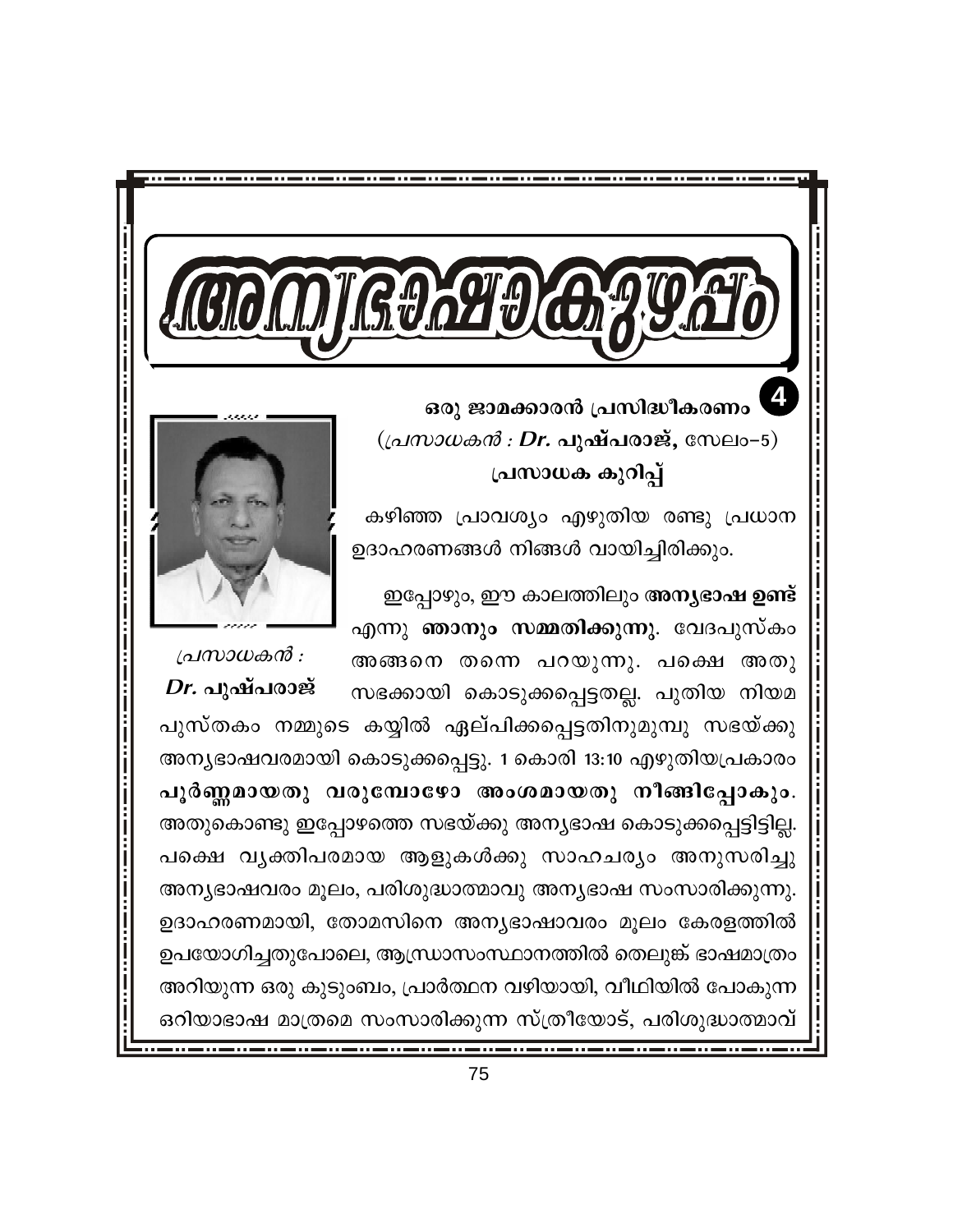# അന്യഭാഷാകുഴപ്പം

**ഒരു ജാമക്കാരൻ പ്രസിദ്ധീകരണം** 4

(*പ്രസാധകൻ : **Dr.** **പുഷ്പരാജ്,*** സേലം–5)

**പ്രസാധക കുറിപ്പ്**

*പ്രസാധകൻ :*
***Dr. പുഷ്പരാജ്***

കഴിഞ്ഞ പ്രാവശ്യം എഴുതിയ രണ്ടു പ്രധാന ഉദാഹരണങ്ങൾ നിങ്ങൾ വായിച്ചിരിക്കും.

ഇപ്പോഴും, ഈ കാലത്തിലും **അന്യഭാഷ ഉണ്ട്** എന്നു **ഞാനും സമ്മതിക്കുന്നു**. വേദപുസ്കം അങ്ങനെ തന്നെ പറയുന്നു. പക്ഷെ അതു സഭക്കായി കൊടുക്കപ്പെട്ടതല്ല. പുതിയ നിയമ പുസ്തകം നമ്മുടെ കയ്യിൽ ഏല്പിക്കപ്പെട്ടതിനുമുമ്പു സഭയ്ക്കു അന്യഭാഷവരമായി കൊടുക്കപ്പെട്ടു. 1 കൊരി 13:10 എഴുതിയപ്രകാരം **പൂർണ്ണമായതു വരുമ്പോഴോ അംശമായതു നീങ്ങിപ്പോകും**. അതുകൊണ്ടു ഇപ്പോഴത്തെ സഭയ്ക്കു അന്യഭാഷ കൊടുക്കപ്പെട്ടിട്ടില്ല. പക്ഷെ വ്യക്തിപരമായ ആളുകൾക്കു സാഹചര്യം അനുസരിച്ചു അന്യഭാഷവരം മൂലം, പരിശുദ്ധാത്മാവു അന്യഭാഷ സംസാരിക്കുന്നു. ഉദാഹരണമായി, തോമസിനെ അന്യഭാഷാവരം മൂലം കേരളത്തിൽ ഉപയോഗിച്ചതുപോലെ, ആന്ധ്രാസംസ്ഥാനത്തിൽ തെലുങ്ക് ഭാഷമാത്രം അറിയുന്ന ഒരു കുടുംബം, പ്രാർത്ഥന വഴിയായി, വീഥിയിൽ പോകുന്ന ഒറിയാഭാഷ മാത്രമെ സംസാരിക്കുന്ന സ്ത്രീയോട്, പരിശുദ്ധാത്മാവ്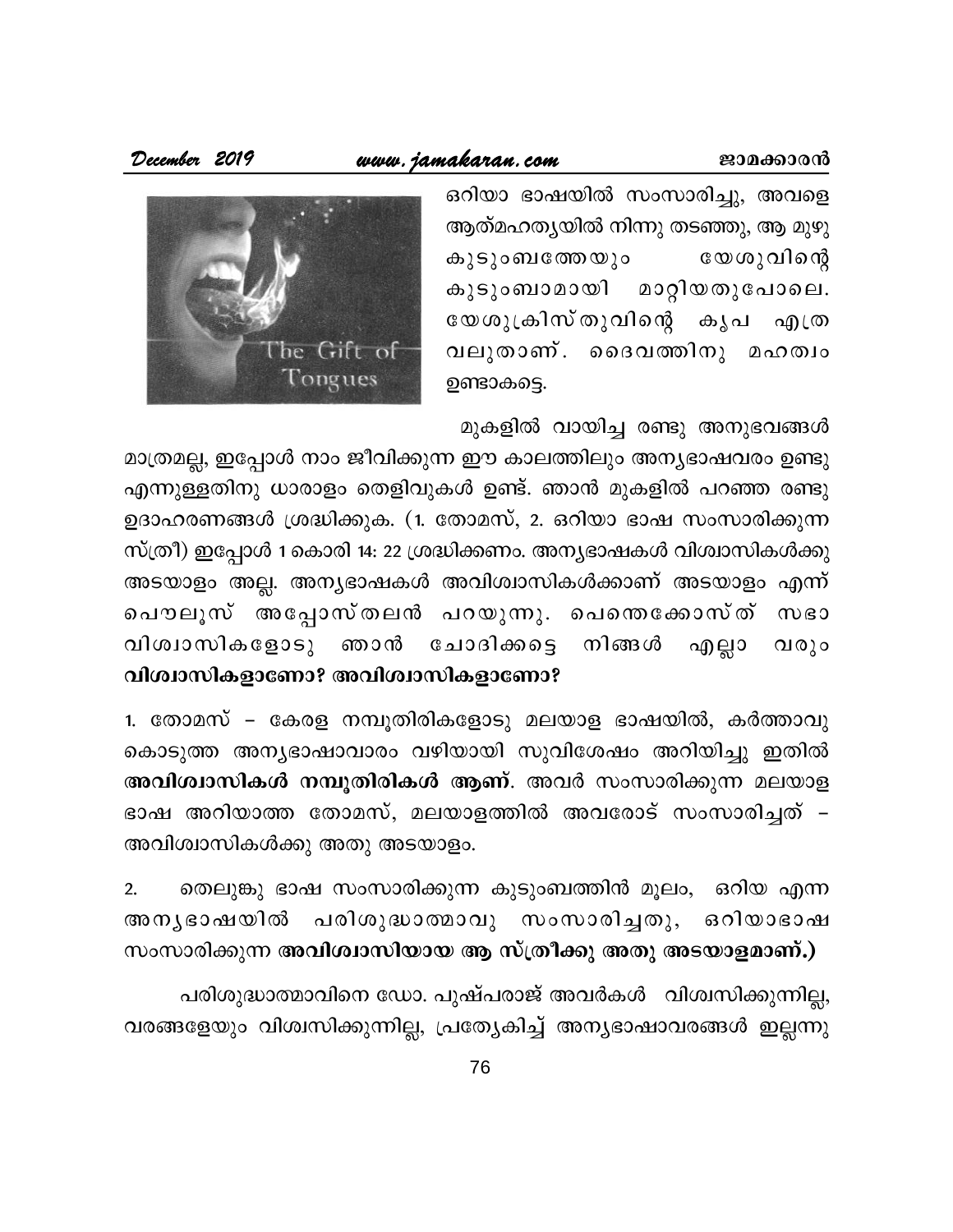ഒറിയാ ഭാഷയിൽ സംസാരിച്ചു, അവളെ ആത്മഹത്യയിൽ നിന്നു തടഞ്ഞു, ആ മുഴു കുടുംബത്തേയും യേശുവിന്റെ കുടുംബമായി മാറ്റിയതുപോലെ. യേശുക്രിസ്തുവിന്റെ കൃപ എത്ര വലുതാണ്. ദൈവത്തിനു മഹത്വം ഉണ്ടാകട്ടെ.

മുകളിൽ വായിച്ച രണ്ടു അനുഭവങ്ങൾ മാത്രമല്ല, ഇപ്പോൾ നാം ജീവിക്കുന്ന ഈ കാലത്തിലും അന്യഭാഷവരം ഉണ്ടു എന്നുള്ളതിനു ധാരാളം തെളിവുകൾ ഉണ്ട്. ഞാൻ മുകളിൽ പറഞ്ഞ രണ്ടു ഉദാഹരണങ്ങൾ ശ്രദ്ധിക്കുക. (1. തോമസ്, 2. ഒറിയാ ഭാഷ സംസാരിക്കുന്ന സ്ത്രീ) ഇപ്പോൾ 1 കൊരി 14: 22 ശ്രദ്ധിക്കണം. അന്യഭാഷകൾ വിശ്വാസികൾക്കു അടയാളം അല്ല. അന്യഭാഷകൾ അവിശ്വാസികൾക്കാണ് അടയാളം എന്ന് പൌലൂസ് അപ്പോസ്തലൻ പറയുന്നു. പെന്തെക്കോസ്ത് സഭാ വിശ്വാസികളോടു ഞാൻ ചോദിക്കട്ടെ നിങ്ങൾ എല്ലാവരും **വിശ്വാസികളാണോ? അവിശ്വാസികളാണോ?**

1. തോമസ് – കേരള നമ്പൂതിരികളോടു മലയാള ഭാഷയിൽ, കർത്താവു കൊടുത്ത അന്യഭാഷാവാരം വഴിയായി സുവിശേഷം അറിയിച്ചു ഇതിൽ **അവിശ്വാസികൾ നമ്പൂതിരികൾ ആണ്**. അവർ സംസാരിക്കുന്ന മലയാള ഭാഷ അറിയാത്ത തോമസ്, മലയാളത്തിൽ അവരോട് സംസാരിച്ചത് – അവിശ്വാസികൾക്കു അതു അടയാളം.

2. തെലുങ്കു ഭാഷ സംസാരിക്കുന്ന കുടുംബത്തിൻ മൂലം, ഒറിയ എന്ന അന്യഭാഷയിൽ പരിശുദ്ധാത്മാവു സംസാരിച്ചതു, ഒറിയാഭാഷ സംസാരിക്കുന്ന **അവിശ്വാസിയായ ആ സ്ത്രീക്കു അതു അടയാളമാണ്.)**

പരിശുദ്ധാത്മാവിനെ ഡോ. പുഷ്പരാജ് അവർകൾ വിശ്വസിക്കുന്നില്ല, വരങ്ങളേയും വിശ്വസിക്കുന്നില്ല, പ്രത്യേകിച്ച് അന്യഭാഷാവരങ്ങൾ ഇല്ലന്നു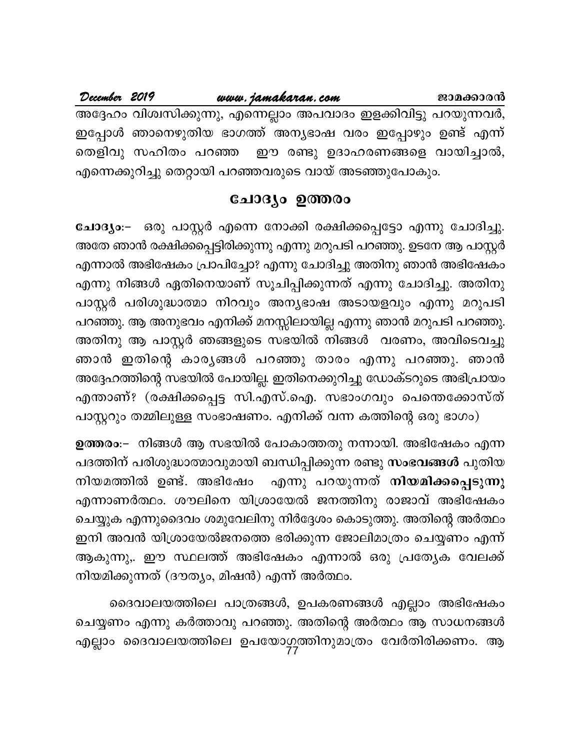അദ്ദേഹം വിശ്വസിക്കുന്നു, എന്നെല്ലാം അപവാദം ഇളക്കിവിട്ടു പറയുന്നവർ, ഇപ്പോൾ ഞാനെഴുതിയ ഭാഗത്ത് അന്യഭാഷ വരം ഇപ്പോഴും ഉണ്ട് എന്ന് തെളിവു സഹിതം പറഞ്ഞ ഈ രണ്ടു ഉദാഹരണങ്ങളെ വായിച്ചാൽ, എന്നെക്കുറിച്ചു തെറ്റായി പറഞ്ഞവരുടെ വായ് അടഞ്ഞുപോകും.

## ചോദ്യം ഉത്തരം

**ചോദ്യം:–** ഒരു പാസ്റ്റർ എന്നെ നോക്കി രക്ഷിക്കപ്പെട്ടോ എന്നു ചോദിച്ചു. അതേ ഞാൻ രക്ഷിക്കപ്പെട്ടിരിക്കുന്നു എന്നു മറുപടി പറഞ്ഞു. ഉടനേ ആ പാസ്റ്റർ എന്നാൽ അഭിഷേകം പ്രാപിച്ചോ? എന്നു ചോദിച്ചു അതിനു ഞാൻ അഭിഷേകം എന്നു നിങ്ങൾ ഏതിനെയാണ് സൂചിപ്പിക്കുന്നത് എന്നു ചോദിച്ചു. അതിനു പാസ്റ്റർ പരിശുദ്ധാത്മാ നിറവും അന്യഭാഷ അടായളവും എന്നു മറുപടി പറഞ്ഞു. ആ അനുഭവം എനിക്ക് മനസ്സിലായില്ല എന്നു ഞാൻ മറുപടി പറഞ്ഞു. അതിനു ആ പാസ്റ്റർ ഞങ്ങളുടെ സഭയിൽ നിങ്ങൾ വരണം, അവിടെവച്ചു ഞാൻ ഇതിന്റെ കാര്യങ്ങൾ പറഞ്ഞു താരം എന്നു പറഞ്ഞു. ഞാൻ അദ്ദേഹത്തിന്റെ സഭയിൽ പോയില്ല. ഇതിനെക്കുറിച്ചു ഡോക്ടറുടെ അഭിപ്രായം എന്താണ്? (രക്ഷിക്കപ്പെട്ട സി.എസ്.ഐ. സഭാംഗവും പെന്തെക്കോസ്ത് പാസ്റ്ററും തമ്മിലുള്ള സംഭാഷണം. എനിക്ക് വന്ന കത്തിന്റെ ഒരു ഭാഗം)

**ഉത്തരം:–** നിങ്ങൾ ആ സഭയിൽ പോകാത്തതു നന്നായി. അഭിഷേകം എന്ന പദത്തിന് പരിശുദ്ധാത്മാവുമായി ബന്ധിപ്പിക്കുന്ന രണ്ടു **സംഭവങ്ങൾ** പുതിയ നിയമത്തിൽ ഉണ്ട്. അഭിഷേം എന്നു പറയുന്നത് **നിയമിക്കപ്പെടുന്നു** എന്നാണർത്ഥം. ശൗലിനെ യിശ്രായേൽ ജനത്തിനു രാജാവ് അഭിഷേകം ചെയ്യുക എന്നുദൈവം ശമുവേലിനു നിർദ്ദേശം കൊടുത്തു. അതിന്റെ അർത്ഥം ഇനി അവൻ യിശ്രായേൽജനത്തെ ഭരിക്കുന്ന ജോലിമാത്രം ചെയ്യണം എന്ന് ആകുന്നു,. ഈ സ്ഥലത്ത് അഭിഷേകം എന്നാൽ ഒരു പ്രത്യേക വേലക്ക് നിയമിക്കുന്നത് (ദൗത്യം, മിഷൻ) എന്ന് അർത്ഥം.

ദൈവാലയത്തിലെ പാത്രങ്ങൾ, ഉപകരണങ്ങൾ എല്ലാം അഭിഷേകം ചെയ്യണം എന്നു കർത്താവു പറഞ്ഞു. അതിന്റെ അർത്ഥം ആ സാധനങ്ങൾ എല്ലാം ദൈവാലയത്തിലെ ഉപയോഗത്തിനുമാത്രം വേർതിരിക്കണം. ആ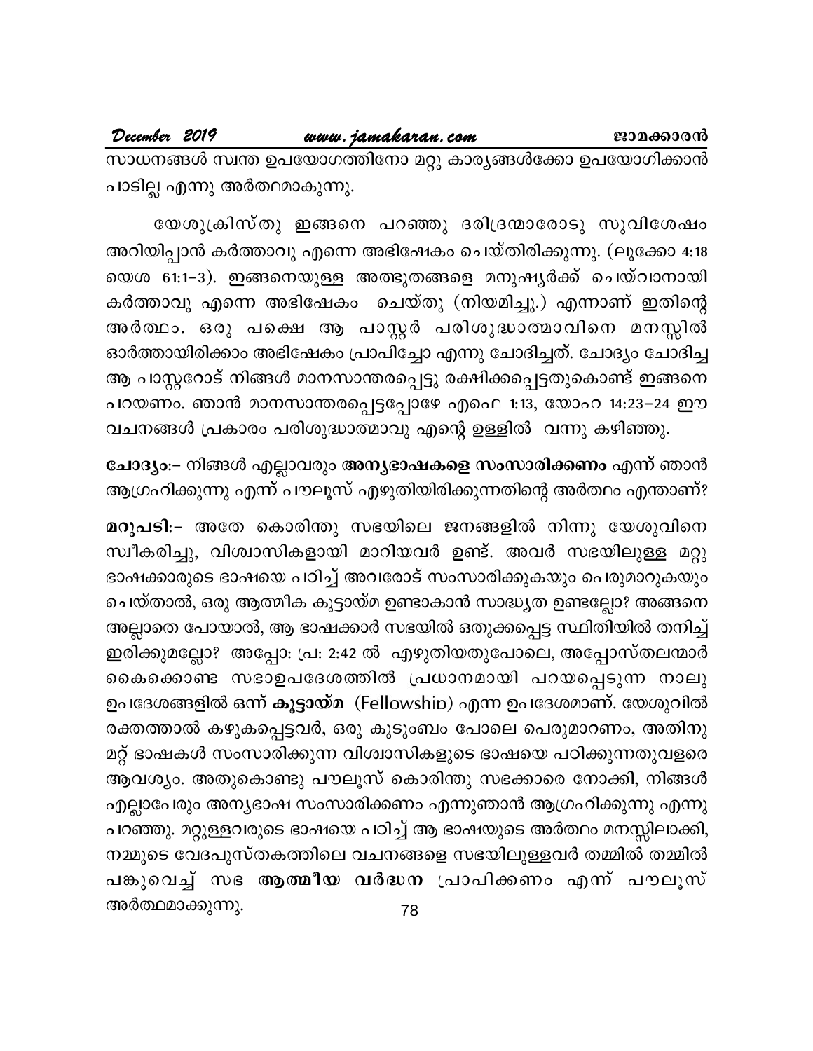സാധനങ്ങൾ സ്വന്ത ഉപയോഗത്തിനോ മറ്റു കാര്യങ്ങൾക്കോ ഉപയോഗിക്കാൻ പാടില്ല എന്നു അർത്ഥമാകുന്നു.

യേശുക്രിസ്തു ഇങ്ങനെ പറഞ്ഞു ദരിദ്രന്മാരോടു സുവിശേഷം അറിയിപ്പാൻ കർത്താവു എന്നെ അഭിഷേകം ചെയ്തിരിക്കുന്നു. (ലൂക്കോ 4:18 യെശ 61:1–3). ഇങ്ങനെയുള്ള അത്ഭുതങ്ങളെ മനുഷ്യർക്ക് ചെയ്വാനായി കർത്താവു എന്നെ അഭിഷേകം ചെയ്തു (നിയമിച്ചു.) എന്നാണ് ഇതിന്റെ അർത്ഥം. ഒരു പക്ഷെ ആ പാസ്റ്റർ പരിശുദ്ധാത്മാവിനെ മനസ്സിൽ ഓർത്തായിരിക്കാം അഭിഷേകം പ്രാപിച്ചോ എന്നു ചോദിച്ചത്. ചോദ്യം ചോദിച്ച ആ പാസ്റ്ററോട് നിങ്ങൾ മാനസാന്തരപ്പെട്ടു രക്ഷിക്കപ്പെട്ടതുകൊണ്ട് ഇങ്ങനെ പറയണം. ഞാൻ മാനസാന്തരപ്പെട്ടപ്പോഴേ എഫെ 1:13, യോഹ 14:23–24 ഈ വചനങ്ങൾ പ്രകാരം പരിശുദ്ധാത്മാവു എന്റെ ഉള്ളിൽ വന്നു കഴിഞ്ഞു.

**ചോദ്യം:–** നിങ്ങൾ എല്ലാവരും **അന്യഭാഷകളെ സംസാരിക്കണം** എന്ന് ഞാൻ ആഗ്രഹിക്കുന്നു എന്ന് പൗലൂസ് എഴുതിയിരിക്കുന്നതിന്റെ അർത്ഥം എന്താണ്?

**മറുപടി:–** അതേ കൊരിന്തു സഭയിലെ ജനങ്ങളിൽ നിന്നു യേശുവിനെ സ്വീകരിച്ചു, വിശ്വാസികളായി മാറിയവർ ഉണ്ട്. അവർ സഭയിലുള്ള മറ്റു ഭാഷക്കാരുടെ ഭാഷയെ പഠിച്ച് അവരോട് സംസാരിക്കുകയും പെരുമാറുകയും ചെയ്താൽ, ഒരു ആത്മീക കൂട്ടായ്മ ഉണ്ടാകാൻ സാദ്ധ്യത ഉണ്ടല്ലോ? അങ്ങനെ അല്ലാതെ പോയാൽ, ആ ഭാഷക്കാർ സഭയിൽ ഒതുക്കപ്പെട്ട സ്ഥിതിയിൽ തനിച്ച് ഇരിക്കുമല്ലോ? അപ്പോ: പ്ര: 2:42 ൽ എഴുതിയതുപോലെ, അപ്പോസ്തലന്മാർ കൈക്കൊണ്ട സഭാഉപദേശത്തിൽ പ്രധാനമായി പറയപ്പെടുന്ന നാലു ഉപദേശങ്ങളിൽ ഒന്ന് **കൂട്ടായ്മ** (Fellowship) എന്ന ഉപദേശമാണ്. യേശുവിൽ രക്തത്താൽ കഴുകപ്പെട്ടവർ, ഒരു കുടുംബം പോലെ പെരുമാറണം, അതിനു മറ്റ് ഭാഷകൾ സംസാരിക്കുന്ന വിശ്വാസികളുടെ ഭാഷയെ പഠിക്കുന്നതുവളരെ ആവശ്യം. അതുകൊണ്ടു പൗലൂസ് കൊരിന്തു സഭക്കാരെ നോക്കി, നിങ്ങൾ എല്ലാപേരും അന്യഭാഷ സംസാരിക്കണം എന്നുഞാൻ ആഗ്രഹിക്കുന്നു എന്നു പറഞ്ഞു. മറ്റുള്ളവരുടെ ഭാഷയെ പഠിച്ച് ആ ഭാഷയുടെ അർത്ഥം മനസ്സിലാക്കി, നമ്മുടെ വേദപുസ്തകത്തിലെ വചനങ്ങളെ സഭയിലുള്ളവർ തമ്മിൽ തമ്മിൽ പങ്കുവെച്ച് സഭ **ആത്മീയ വർദ്ധന** പ്രാപിക്കണം എന്ന് പൗലൂസ് അർത്ഥമാക്കുന്നു.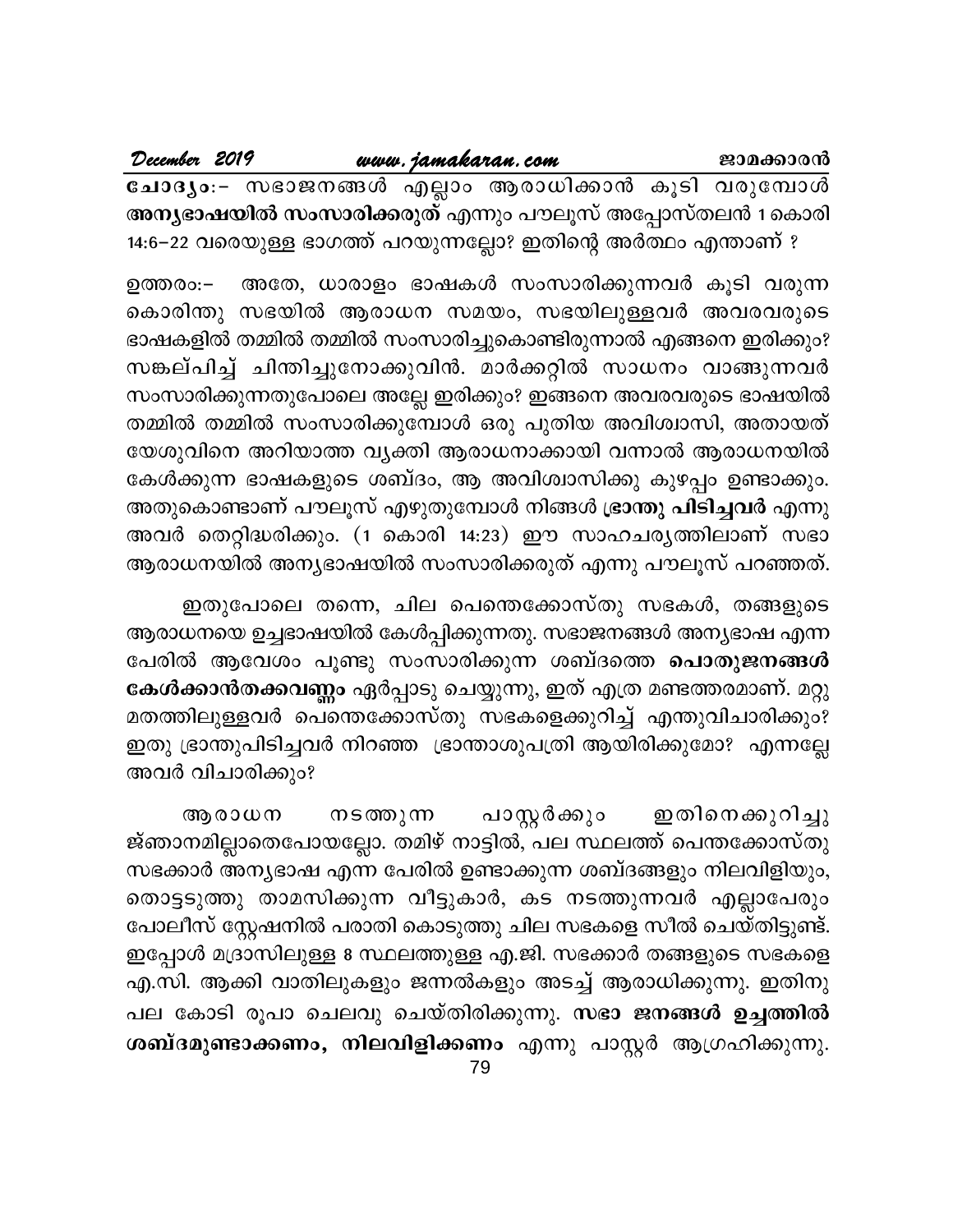**ചോദ്യം:–** സഭാജനങ്ങൾ എല്ലാം ആരാധിക്കാൻ കൂടി വരുമ്പോൾ **അന്യഭാഷയിൽ സംസാരിക്കരുത്** എന്നും പൗലൂസ് അപ്പോസ്തലൻ 1 കൊരി 14:6–22 വരെയുള്ള ഭാഗത്ത് പറയുന്നല്ലോ? ഇതിന്റെ അർത്ഥം എന്താണ് ?

ഉത്തരം:– അതേ, ധാരാളം ഭാഷകൾ സംസാരിക്കുന്നവർ കൂടി വരുന്ന കൊരിന്തു സഭയിൽ ആരാധന സമയം, സഭയിലുള്ളവർ അവരവരുടെ ഭാഷകളിൽ തമ്മിൽ തമ്മിൽ സംസാരിച്ചുകൊണ്ടിരുന്നാൽ എങ്ങനെ ഇരിക്കും? സങ്കല്പിച്ച് ചിന്തിച്ചുനോക്കുവിൻ. മാർക്കറ്റിൽ സാധനം വാങ്ങുന്നവർ സംസാരിക്കുന്നതുപോലെ അല്ലേ ഇരിക്കും? ഇങ്ങനെ അവരവരുടെ ഭാഷയിൽ തമ്മിൽ തമ്മിൽ സംസാരിക്കുമ്പോൾ ഒരു പുതിയ അവിശ്വാസി, അതായത് യേശുവിനെ അറിയാത്ത വ്യക്തി ആരാധനാക്കായി വന്നാൽ ആരാധനയിൽ കേൾക്കുന്ന ഭാഷകളുടെ ശബ്ദം, ആ അവിശ്വാസിക്കു കുഴപ്പം ഉണ്ടാക്കും. അതുകൊണ്ടാണ് പൗലൂസ് എഴുതുമ്പോൾ നിങ്ങൾ **ഭ്രാന്തു പിടിച്ചവർ** എന്നു അവർ തെറ്റിദ്ധരിക്കും. (1 കൊരി 14:23) ഈ സാഹചര്യത്തിലാണ് സഭാ ആരാധനയിൽ അന്യഭാഷയിൽ സംസാരിക്കരുത് എന്നു പൗലൂസ് പറഞ്ഞത്.

ഇതുപോലെ തന്നെ, ചില പെന്തെക്കോസ്തു സഭകൾ, തങ്ങളുടെ ആരാധനയെ ഉച്ചഭാഷയിൽ കേൾപ്പിക്കുന്നതു. സഭാജനങ്ങൾ അന്യഭാഷ എന്ന പേരിൽ ആവേശം പൂണ്ടു സംസാരിക്കുന്ന ശബ്ദത്തെ **പൊതുജനങ്ങൾ കേൾക്കാൻതക്കവണ്ണം** ഏർപ്പാടു ചെയ്യുന്നു, ഇത് എത്ര മണ്ടത്തരമാണ്. മറ്റു മതത്തിലുള്ളവർ പെന്തെക്കോസ്തു സഭകളെക്കുറിച്ച് എന്തുവിചാരിക്കും? ഇതു ഭ്രാന്തുപിടിച്ചവർ നിറഞ്ഞ ഭ്രാന്താശുപത്രി ആയിരിക്കുമോ? എന്നല്ലേ അവർ വിചാരിക്കും?

ആരാധന നടത്തുന്ന പാസ്റ്റർക്കും ഇതിനെക്കുറിച്ചു ജ്ഞാനമില്ലാതെപോയല്ലോ. തമിഴ് നാട്ടിൽ, പല സ്ഥലത്ത് പെന്തക്കോസ്തു സഭക്കാർ അന്യഭാഷ എന്ന പേരിൽ ഉണ്ടാക്കുന്ന ശബ്ദങ്ങളും നിലവിളിയും, തൊട്ടടുത്തു താമസിക്കുന്ന വീട്ടുകാർ, കട നടത്തുന്നവർ എല്ലാപേരും പോലീസ് സ്റ്റേഷനിൽ പരാതി കൊടുത്തു ചില സഭകളെ സീൽ ചെയ്തിട്ടുണ്ട്. ഇപ്പോൾ മദ്രാസിലുള്ള 8 സ്ഥലത്തുള്ള എ.ജി. സഭക്കാർ തങ്ങളുടെ സഭകളെ എ.സി. ആക്കി വാതിലുകളും ജന്നൽകളും അടച്ച് ആരാധിക്കുന്നു. ഇതിനു പല കോടി രൂപാ ചെലവു ചെയ്തിരിക്കുന്നു. **സഭാ ജനങ്ങൾ ഉച്ചത്തിൽ ശബ്ദമുണ്ടാക്കണം, നിലവിളിക്കണം** എന്നു പാസ്റ്റർ ആഗ്രഹിക്കുന്നു.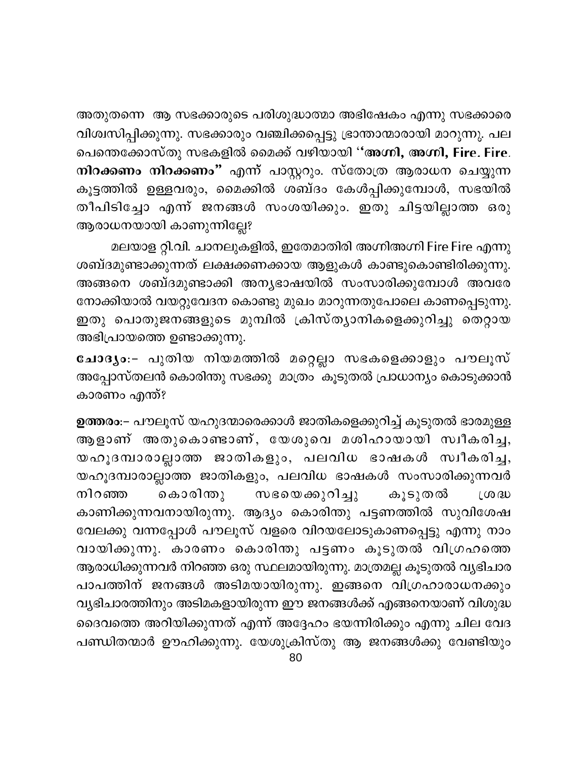അതുതന്നെ ആ സഭക്കാരുടെ പരിശുദ്ധാത്മാ അഭിഷേകം എന്നു സഭക്കാരെ വിശ്വസിപ്പിക്കുന്നു. സഭക്കാരും വഞ്ചിക്കപ്പെട്ടു ഭ്രാന്താന്മാരായി മാറുന്നു. പല പെന്തെക്കോസ്തു സഭകളിൽ മൈക്ക് വഴിയായി **''അഗ്നി, അഗ്നി, Fire. Fire. നിറക്കണം നിറക്കണം''** എന്ന് പാസ്റ്ററും. സ്തോത്ര ആരാധന ചെയ്യുന്ന കൂട്ടത്തിൽ ഉള്ളവരും, മൈക്കിൽ ശബ്ദം കേൾപ്പിക്കുമ്പോൾ, സഭയിൽ തീപിടിച്ചോ എന്ന് ജനങ്ങൾ സംശയിക്കും. ഇതു ചിട്ടയില്ലാത്ത ഒരു ആരാധനയായി കാണുന്നില്ലേ?

മലയാള റ്റി.വി. ചാനലുകളിൽ, ഇതേമാതിരി അഗ്നിഅഗ്നി Fire Fire എന്നു ശബ്ദമുണ്ടാക്കുന്നത് ലക്ഷക്കണക്കായ ആളുകൾ കാണ്ടുകൊണ്ടിരിക്കുന്നു. അങ്ങനെ ശബ്ദമുണ്ടാക്കി അന്യഭാഷയിൽ സംസാരിക്കുമ്പോൾ അവരേ നോക്കിയാൽ വയറ്റുവേദന കൊണ്ടു മുഖം മാറുന്നതുപോലെ കാണപ്പെടുന്നു. ഇതു പൊതുജനങ്ങളുടെ മുമ്പിൽ ക്രിസ്ത്യാനികളെക്കുറിച്ചു തെറ്റായ അഭിപ്രായത്തെ ഉണ്ടാക്കുന്നു.

**ചോദ്യം:-** പുതിയ നിയമത്തിൽ മറ്റെല്ലാ സഭകളെക്കാളും പൗലൂസ് അപ്പോസ്തലൻ കൊരിന്തു സഭക്കു മാത്രം കൂടുതൽ പ്രാധാന്യം കൊടുക്കാൻ കാരണം എന്ത്?

**ഉത്തരം:-** പൗലൂസ് യഹുദന്മാരെക്കാൾ ജാതികളെക്കുറിച്ച് കൂടുതൽ ഭാരമുള്ള ആളാണ് അതുകൊണ്ടാണ്, യേശുവെ മശിഹായായി സ്വീകരിച്ച, യഹൂദന്മാരല്ലാത്ത ജാതികളും, പലവിധ ഭാഷകൾ സ്വീകരിച്ച, യഹൂദന്മാരല്ലാത്ത ജാതികളും, പലവിധ ഭാഷകൾ സംസാരിക്കുന്നവർ നിറഞ്ഞ കൊരിന്തു സഭയെക്കുറിച്ചു കൂടുതൽ ശ്രദ്ധ കാണിക്കുന്നവനായിരുന്നു. ആദ്യം കൊരിന്തു പട്ടണത്തിൽ സുവിശേഷ വേലക്കു വന്നപ്പോൾ പൗലൂസ് വളരെ വിറയലോടുകാണപ്പെട്ടു എന്നു നാം വായിക്കുന്നു. കാരണം കൊരിന്തു പട്ടണം കൂടുതൽ വിഗ്രഹത്തെ ആരാധിക്കുന്നവർ നിറഞ്ഞ ഒരു സ്ഥലമായിരുന്നു. മാത്രമല്ല കൂടുതൽ വ്യഭിചാര പാപത്തിന് ജനങ്ങൾ അടിമയായിരുന്നു. ഇങ്ങനെ വിഗ്രഹാരാധനക്കും വ്യഭിചാരത്തിനും അടിമകളായിരുന്ന ഈ ജനങ്ങൾക്ക് എങ്ങനെയാണ് വിശുദ്ധ ദൈവത്തെ അറിയിക്കുന്നത് എന്ന് അദ്ദേഹം ഭയന്നിരിക്കും എന്നു ചില വേദ പണ്ഡിതന്മാർ ഊഹിക്കുന്നു. യേശുക്രിസ്തു ആ ജനങ്ങൾക്കു വേണ്ടിയും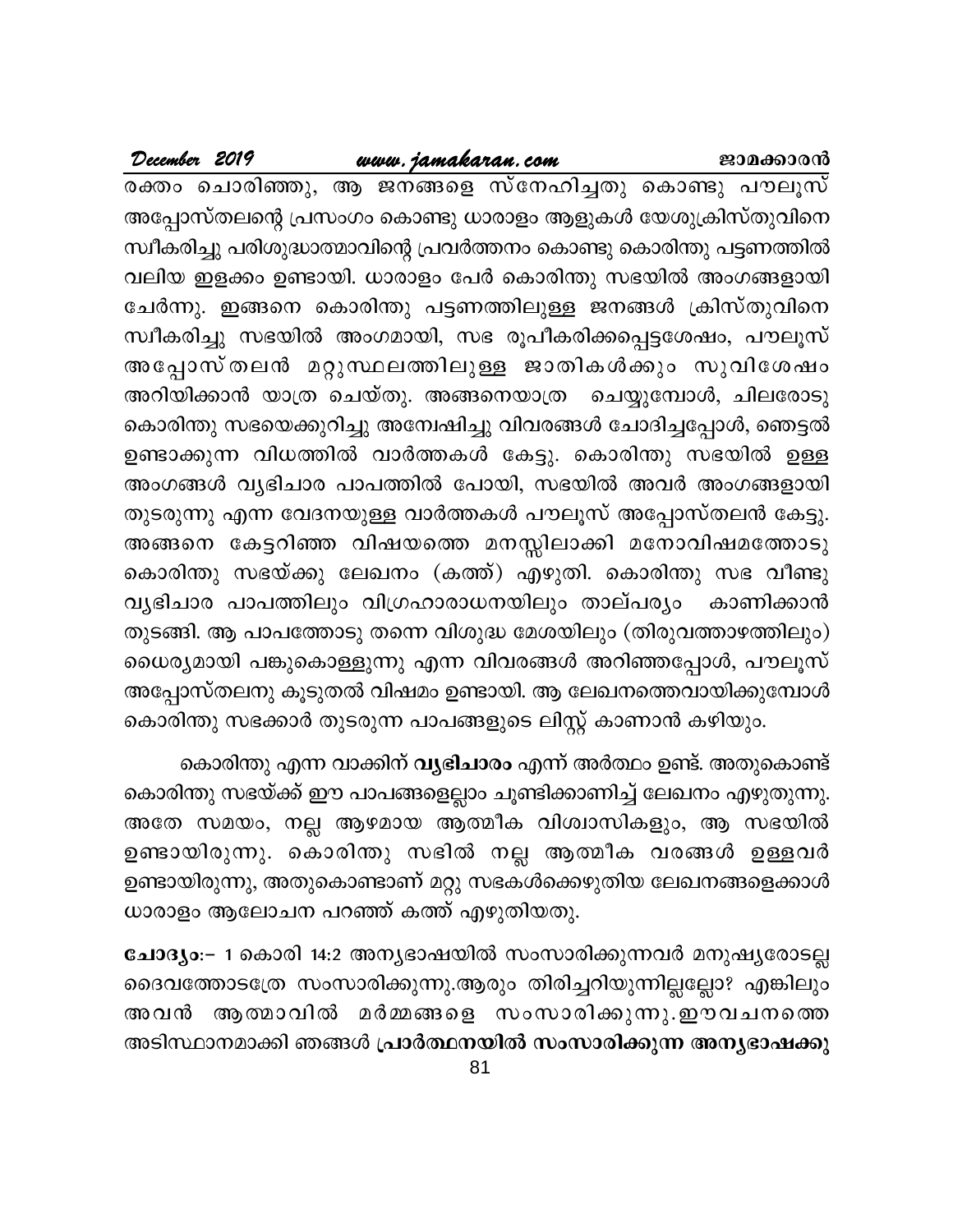രക്തം ചൊരിഞ്ഞു, ആ ജനങ്ങളെ സ്നേഹിച്ചതു കൊണ്ടു പൗലൂസ് അപ്പോസ്തലന്റെ പ്രസംഗം കൊണ്ടു ധാരാളം ആളുകൾ യേശുക്രിസ്തുവിനെ സ്വീകരിച്ചു പരിശുദ്ധാത്മാവിന്റെ പ്രവർത്തനം കൊണ്ടു കൊരിന്തു പട്ടണത്തിൽ വലിയ ഇളക്കം ഉണ്ടായി. ധാരാളം പേർ കൊരിന്തു സഭയിൽ അംഗങ്ങളായി ചേർന്നു. ഇങ്ങനെ കൊരിന്തു പട്ടണത്തിലുള്ള ജനങ്ങൾ ക്രിസ്തുവിനെ സ്വീകരിച്ചു സഭയിൽ അംഗമായി, സഭ രൂപീകരിക്കപ്പെട്ടശേഷം, പൗലൂസ് അപ്പോസ്തലൻ മറ്റുസ്ഥലത്തിലുള്ള ജാതികൾക്കും സുവിശേഷം അറിയിക്കാൻ യാത്ര ചെയ്തു. അങ്ങനെയാത്ര ചെയ്യുമ്പോൾ, ചിലരോടു കൊരിന്തു സഭയെക്കുറിച്ചു അന്വേഷിച്ചു വിവരങ്ങൾ ചോദിച്ചപ്പോൾ, ഞെട്ടൽ ഉണ്ടാക്കുന്ന വിധത്തിൽ വാർത്തകൾ കേട്ടു. കൊരിന്തു സഭയിൽ ഉള്ള അംഗങ്ങൾ വ്യഭിചാര പാപത്തിൽ പോയി, സഭയിൽ അവർ അംഗങ്ങളായി തുടരുന്നു എന്ന വേദനയുള്ള വാർത്തകൾ പൗലൂസ് അപ്പോസ്തലൻ കേട്ടു. അങ്ങനെ കേട്ടറിഞ്ഞ വിഷയത്തെ മനസ്സിലാക്കി മനോവിഷമത്തോടു കൊരിന്തു സഭയ്ക്കു ലേഖനം (കത്ത്) എഴുതി. കൊരിന്തു സഭ വീണ്ടു വ്യഭിചാര പാപത്തിലും വിഗ്രഹാരാധനയിലും താല്പര്യം കാണിക്കാൻ തുടങ്ങി. ആ പാപത്തോടു തന്നെ വിശുദ്ധ മേശയിലും (തിരുവത്താഴത്തിലും) ധൈര്യമായി പങ്കുകൊള്ളുന്നു എന്ന വിവരങ്ങൾ അറിഞ്ഞപ്പോൾ, പൗലൂസ് അപ്പോസ്തലനു കൂടുതൽ വിഷമം ഉണ്ടായി. ആ ലേഖനത്തെവായിക്കുമ്പോൾ കൊരിന്തു സഭക്കാർ തുടരുന്ന പാപങ്ങളുടെ ലിസ്റ്റ് കാണാൻ കഴിയും.

കൊരിന്തു എന്ന വാക്കിന് **വ്യഭിചാരം** എന്ന് അർത്ഥം ഉണ്ട്. അതുകൊണ്ട് കൊരിന്തു സഭയ്ക്ക് ഈ പാപങ്ങളെല്ലാം ചൂണ്ടിക്കാണിച്ച് ലേഖനം എഴുതുന്നു. അതേ സമയം, നല്ല ആഴമായ ആത്മീക വിശ്വാസികളും, ആ സഭയിൽ ഉണ്ടായിരുന്നു. കൊരിന്തു സഭിൽ നല്ല ആത്മീക വരങ്ങൾ ഉള്ളവർ ഉണ്ടായിരുന്നു, അതുകൊണ്ടാണ് മറ്റു സഭകൾക്കെഴുതിയ ലേഖനങ്ങളെക്കാൾ ധാരാളം ആലോചന പറഞ്ഞ് കത്ത് എഴുതിയതു.

**ചോദ്യം:-** 1 കൊരി 14:2 അന്യഭാഷയിൽ സംസാരിക്കുന്നവർ മനുഷ്യരോടല്ല ദൈവത്തോടത്രേ സംസാരിക്കുന്നു.ആരും തിരിച്ചറിയുന്നില്ലല്ലോ? എങ്കിലും അവൻ ആത്മാവിൽ മർമ്മങ്ങളെ സംസാരിക്കുന്നു.ഈവചനത്തെ അടിസ്ഥാനമാക്കി ഞങ്ങൾ **പ്രാർത്ഥനയിൽ സംസാരിക്കുന്ന അന്യഭാഷക്കു**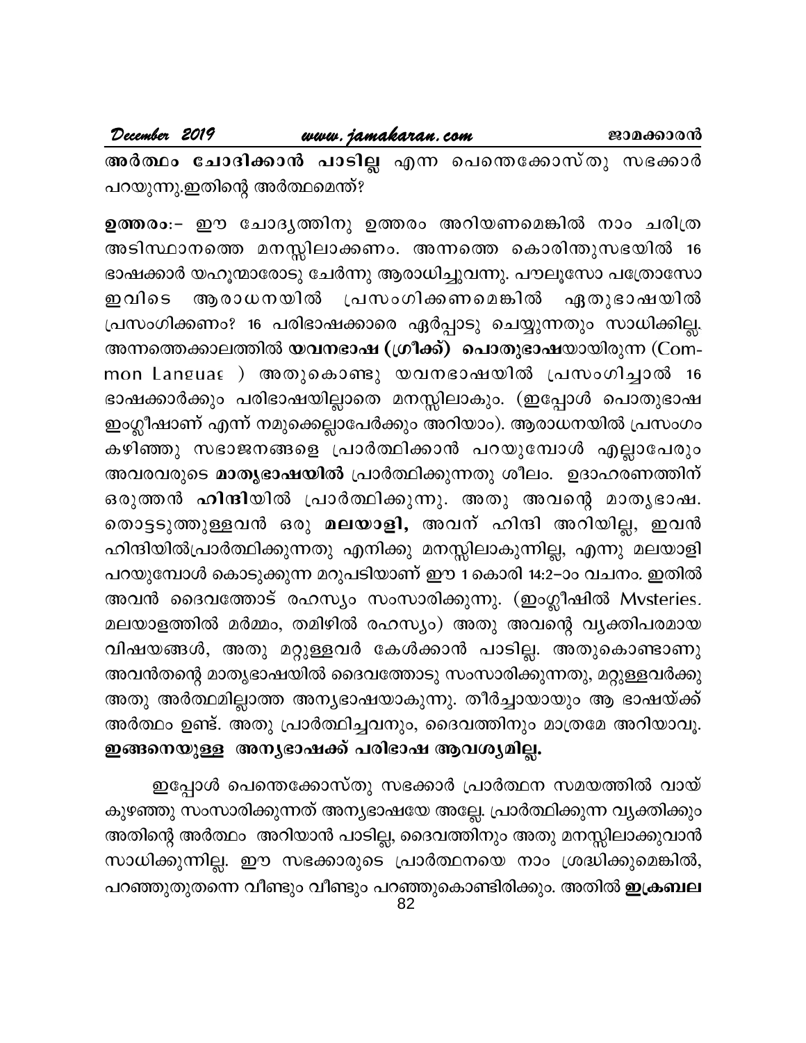**അർത്ഥം ചോദിക്കാൻ പാടില്ല** എന്ന പെന്തെക്കോസ്തു സഭക്കാർ പറയുന്നു.ഇതിന്റെ അർത്ഥമെന്ത്?

**ഉത്തരം:**- ഈ ചോദ്യത്തിനു ഉത്തരം അറിയണമെങ്കിൽ നാം ചരിത്ര അടിസ്ഥാനത്തെ മനസ്സിലാക്കണം. അന്നത്തെ കൊരിന്തുസഭയിൽ 16 ഭാഷക്കാർ യഹൂന്മാരോടു ചേർന്നു ആരാധിച്ചുവന്നു. പൗലൂസോ പത്രോസോ ഇവിടെ ആരാധനയിൽ പ്രസംഗിക്കണമെങ്കിൽ ഏതുഭാഷയിൽ പ്രസംഗിക്കണം? 16 പരിഭാഷക്കാരെ ഏർപ്പാടു ചെയ്യുന്നതും സാധിക്കില്ല. അന്നത്തെക്കാലത്തിൽ **യവനഭാഷ (ഗ്രീക്ക്) പൊതുഭാഷ**യായിരുന്ന (Common Languag ) അതുകൊണ്ടു യവനഭാഷയിൽ പ്രസംഗിച്ചാൽ 16 ഭാഷക്കാർക്കും പരിഭാഷയില്ലാതെ മനസ്സിലാകും. (ഇപ്പോൾ പൊതുഭാഷ ഇംഗ്ലീഷാണ് എന്ന് നമുക്കെല്ലാപേർക്കും അറിയാം). ആരാധനയിൽ പ്രസംഗം കഴിഞ്ഞു സഭാജനങ്ങളെ പ്രാർത്ഥിക്കാൻ പറയുമ്പോൾ എല്ലാപേരും അവരവരുടെ **മാതൃഭാഷയിൽ** പ്രാർത്ഥിക്കുന്നതു ശീലം. ഉദാഹരണത്തിന് ഒരുത്തൻ **ഹിന്ദി**യിൽ പ്രാർത്ഥിക്കുന്നു. അതു അവന്റെ മാതൃഭാഷ. തൊട്ടടുത്തുള്ളവൻ ഒരു **മലയാളി,** അവന് ഹിന്ദി അറിയില്ല, ഇവൻ ഹിന്ദിയിൽപ്രാർത്ഥിക്കുന്നതു എനിക്കു മനസ്സിലാകുന്നില്ല, എന്നു മലയാളി പറയുമ്പോൾ കൊടുക്കുന്ന മറുപടിയാണ് ഈ 1 കൊരി 14:2-ാം വചനം. ഇതിൽ അവൻ ദൈവത്തോട് രഹസ്യം സംസാരിക്കുന്നു. (ഇംഗ്ലീഷിൽ Mysteries. മലയാളത്തിൽ മർമ്മം, തമിഴിൽ രഹസ്യം) അതു അവന്റെ വ്യക്തിപരമായ വിഷയങ്ങൾ, അതു മറ്റുള്ളവർ കേൾക്കാൻ പാടില്ല. അതുകൊണ്ടാണു അവൻതന്റെ മാതൃഭാഷയിൽ ദൈവത്തോടു സംസാരിക്കുന്നതു, മറ്റുള്ളവർക്കു അതു അർത്ഥമില്ലാത്ത അന്യഭാഷയാകുന്നു. തീർച്ചായായും ആ ഭാഷയ്ക്ക് അർത്ഥം ഉണ്ട്. അതു പ്രാർത്ഥിച്ചവനും, ദൈവത്തിനും മാത്രമേ അറിയാവൂ. **ഇങ്ങനെയുള്ള അന്യഭാഷക്ക് പരിഭാഷ ആവശ്യമില്ല.**

ഇപ്പോൾ പെന്തെക്കോസ്തു സഭക്കാർ പ്രാർത്ഥന സമയത്തിൽ വായ് കുഴഞ്ഞു സംസാരിക്കുന്നത് അന്യഭാഷയേ അല്ലേ. പ്രാർത്ഥിക്കുന്ന വ്യക്തിക്കും അതിന്റെ അർത്ഥം അറിയാൻ പാടില്ല, ദൈവത്തിനും അതു മനസ്സിലാക്കുവാൻ സാധിക്കുന്നില്ല. ഈ സഭക്കാരുടെ പ്രാർത്ഥനയെ നാം ശ്രദ്ധിക്കുമെങ്കിൽ, പറഞ്ഞുതുതന്നെ വീണ്ടും വീണ്ടും പറഞ്ഞുകൊണ്ടിരിക്കും. അതിൽ **ഇക്രബല**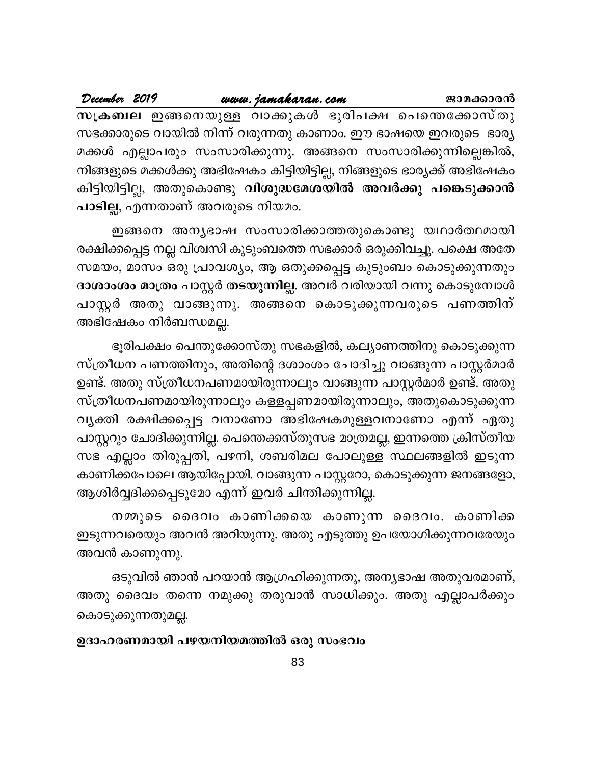**സക്രബല** ഇങ്ങനെയുള്ള വാക്കുകൾ ഭൂരിപക്ഷ പെന്തെക്കോസ്തു സഭക്കാരുടെ വായിൽ നിന്ന് വരുന്നതു കാണാം. ഈ ഭാഷയെ ഇവരുടെ ഭാര്യ മക്കൾ എല്ലാപരും സംസാരിക്കുന്നു. അങ്ങനെ സംസാരിക്കുന്നില്ലെങ്കിൽ, നിങ്ങളുടെ മക്കൾക്കു അഭിഷേകം കിട്ടിയിട്ടില്ല, നിങ്ങളുടെ ഭാര്യക്ക് അഭിഷേകം കിട്ടിയിട്ടില്ല, അതുകൊണ്ടു **വിശുദ്ധമേശയിൽ അവർക്കു പങ്കെടുക്കാൻ പാടില്ല**, എന്നതാണ് അവരുടെ നിയമം.

ഇങ്ങനെ അന്യഭാഷ സംസാരിക്കാത്തതുകൊണ്ടു യഥാർത്ഥമായി രക്ഷിക്കപ്പെട്ട നല്ല വിശ്വസി കുടുംബത്തെ സഭക്കാർ ഒരുക്കിവച്ചു. പക്ഷെ അതേ സമയം, മാസം ഒരു പ്രാവശ്യം, ആ ഒതുക്കപ്പെട്ട കുടുംബം കൊടുക്കുന്നതും **ദാശാംശം മാത്രം** പാസ്റ്റർ **തടയുന്നില്ല**. അവർ വരിയായി വന്നു കൊടുക്കുമ്പോൾ പാസ്റ്റർ അതു വാങ്ങുന്നു. അങ്ങനെ കൊടുക്കുന്നവരുടെ പണത്തിന് അഭിഷേകം നിർബന്ധമല്ല.

ഭൂരിപക്ഷം പെന്തുക്കോസ്തു സഭകളിൽ, കല്യാണത്തിനു കൊടുക്കുന്ന സ്ത്രീധന പണത്തിനും, അതിന്റെ ദശാംശം ചോദിച്ചു വാങ്ങുന്ന പാസ്റ്റർമാർ ഉണ്ട്. അതു സ്ത്രീധനപണമായിരുന്നാലും വാങ്ങുന്ന പാസ്റ്റർമാർ ഉണ്ട്. അതു സ്ത്രീധനപണമായിരുന്നാലും കള്ളപ്പണമായിരുന്നാലും, അതുകൊടുക്കുന്ന വ്യക്തി രക്ഷിക്കപ്പെട്ട വനാണോ അഭിഷേകമുള്ളവനാണോ എന്ന് ഏതു പാസ്റ്ററും ചോദിക്കുന്നില്ല. പെന്തെക്കസ്തുസഭ മാത്രമല്ല, ഇന്നത്തെ ക്രിസ്തീയ സഭ എല്ലാം തിരുപ്പതി, പഴനി, ശബരിമല പോലുള്ള സ്ഥലങ്ങളിൽ ഇടുന്ന കാണിക്കപോലെ ആയിപ്പോയി. വാങ്ങുന്ന പാസ്റ്ററോ, കൊടുക്കുന്ന ജനങ്ങളോ, ആശിർവ്വദിക്കപ്പെടുമോ എന്ന് ഇവർ ചിന്തിക്കുന്നില്ല.

നമ്മുടെ ദൈവം കാണിക്കയെ കാണുന്ന ദൈവം. കാണിക്ക ഇടുന്നവരെയും അവൻ അറിയുന്നു. അതു എടുത്തു ഉപയോഗിക്കുന്നവരേയും അവൻ കാണുന്നു.

ഒടുവിൽ ഞാൻ പറയാൻ ആഗ്രഹിക്കുന്നതു, അന്യഭാഷ അതുവരമാണ്, അതു ദൈവം തന്നെ നമുക്കു തരുവാൻ സാധിക്കും. അതു എല്ലാപർക്കും കൊടുക്കുന്നതുമല്ല.

**ഉദാഹരണമായി പഴയനിയമത്തിൽ ഒരു സംഭവം**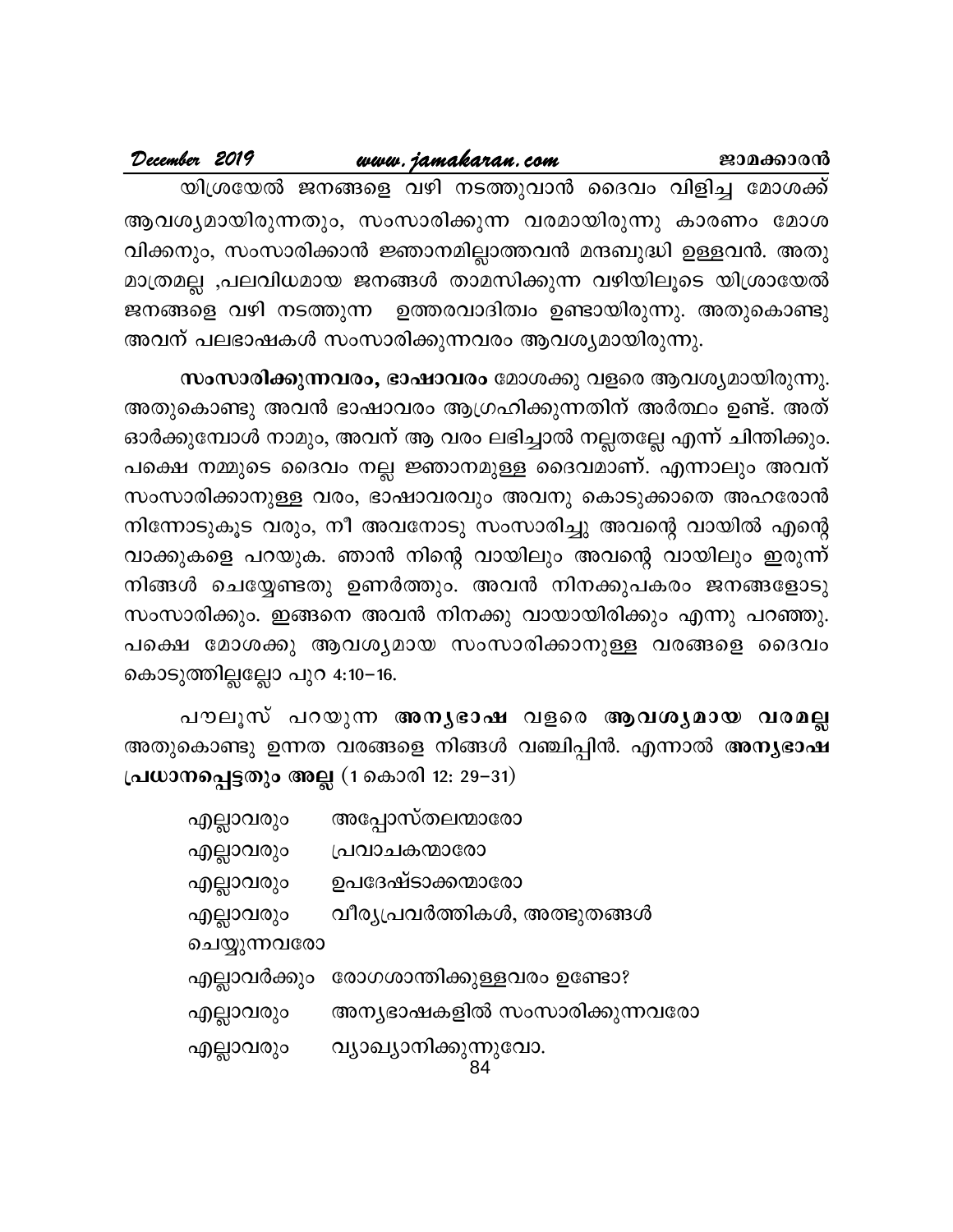യിശ്രയേൽ ജനങ്ങളെ വഴി നടത്തുവാൻ ദൈവം വിളിച്ച മോശക്ക് ആവശ്യമായിരുന്നതും, സംസാരിക്കുന്ന വരമായിരുന്നു കാരണം മോശ വിക്കനും, സംസാരിക്കാൻ ജ്ഞാനമില്ലാത്തവൻ മന്ദബുദ്ധി ഉള്ളവൻ. അതു മാത്രമല്ല ,പലവിധമായ ജനങ്ങൾ താമസിക്കുന്ന വഴിയിലൂടെ യിശ്രായേൽ ജനങ്ങളെ വഴി നടത്തുന്ന ഉത്തരവാദിത്വം ഉണ്ടായിരുന്നു. അതുകൊണ്ടു അവന് പലഭാഷകൾ സംസാരിക്കുന്നവരം ആവശ്യമായിരുന്നു.

**സംസാരിക്കുന്നവരം, ഭാഷാവരം** മോശക്കു വളരെ ആവശ്യമായിരുന്നു. അതുകൊണ്ടു അവൻ ഭാഷാവരം ആഗ്രഹിക്കുന്നതിന് അർത്ഥം ഉണ്ട്. അത് ഓർക്കുമ്പോൾ നാമും, അവന് ആ വരം ലഭിച്ചാൽ നല്ലതല്ലേ എന്ന് ചിന്തിക്കും. പക്ഷെ നമ്മുടെ ദൈവം നല്ല ജ്ഞാനമുള്ള ദൈവമാണ്. എന്നാലും അവന് സംസാരിക്കാനുള്ള വരം, ഭാഷാവരവും അവനു കൊടുക്കാതെ അഹരോൻ നിന്നോടുകൂട വരും, നീ അവനോടു സംസാരിച്ചു അവന്റെ വായിൽ എന്റെ വാക്കുകളെ പറയുക. ഞാൻ നിന്റെ വായിലും അവന്റെ വായിലും ഇരുന്ന് നിങ്ങൾ ചെയ്യേണ്ടതു ഉണർത്തും. അവൻ നിനക്കുപകരം ജനങ്ങളോടു സംസാരിക്കും. ഇങ്ങനെ അവൻ നിനക്കു വായായിരിക്കും എന്നു പറഞ്ഞു. പക്ഷെ മോശക്കു ആവശ്യമായ സംസാരിക്കാനുള്ള വരങ്ങളെ ദൈവം കൊടുത്തില്ലല്ലോ പുറ 4:10–16.

പൗലൂസ് പറയുന്ന **അന്യഭാഷ** വളരെ **ആവശ്യമായ വരമല്ല** അതുകൊണ്ടു ഉന്നത വരങ്ങളെ നിങ്ങൾ വഞ്ചിപ്പിൻ. എന്നാൽ **അന്യഭാഷ പ്രധാനപ്പെട്ടതും അല്ല** (1 കൊരി 12: 29–31)

എല്ലാവരും അപ്പോസ്തലന്മാരോ
എല്ലാവരും പ്രവാചകന്മാരോ
എല്ലാവരും ഉപദേഷ്ടാക്കന്മാരോ
എല്ലാവരും വീര്യപ്രവർത്തികൾ, അത്ഭുതങ്ങൾ ചെയ്യുന്നവരോ
എല്ലാവർക്കും രോഗശാന്തിക്കുള്ളവരം ഉണ്ടോ?
എല്ലാവരും അന്യഭാഷകളിൽ സംസാരിക്കുന്നവരോ
എല്ലാവരും വ്യാഖ്യാനിക്കുന്നുവോ.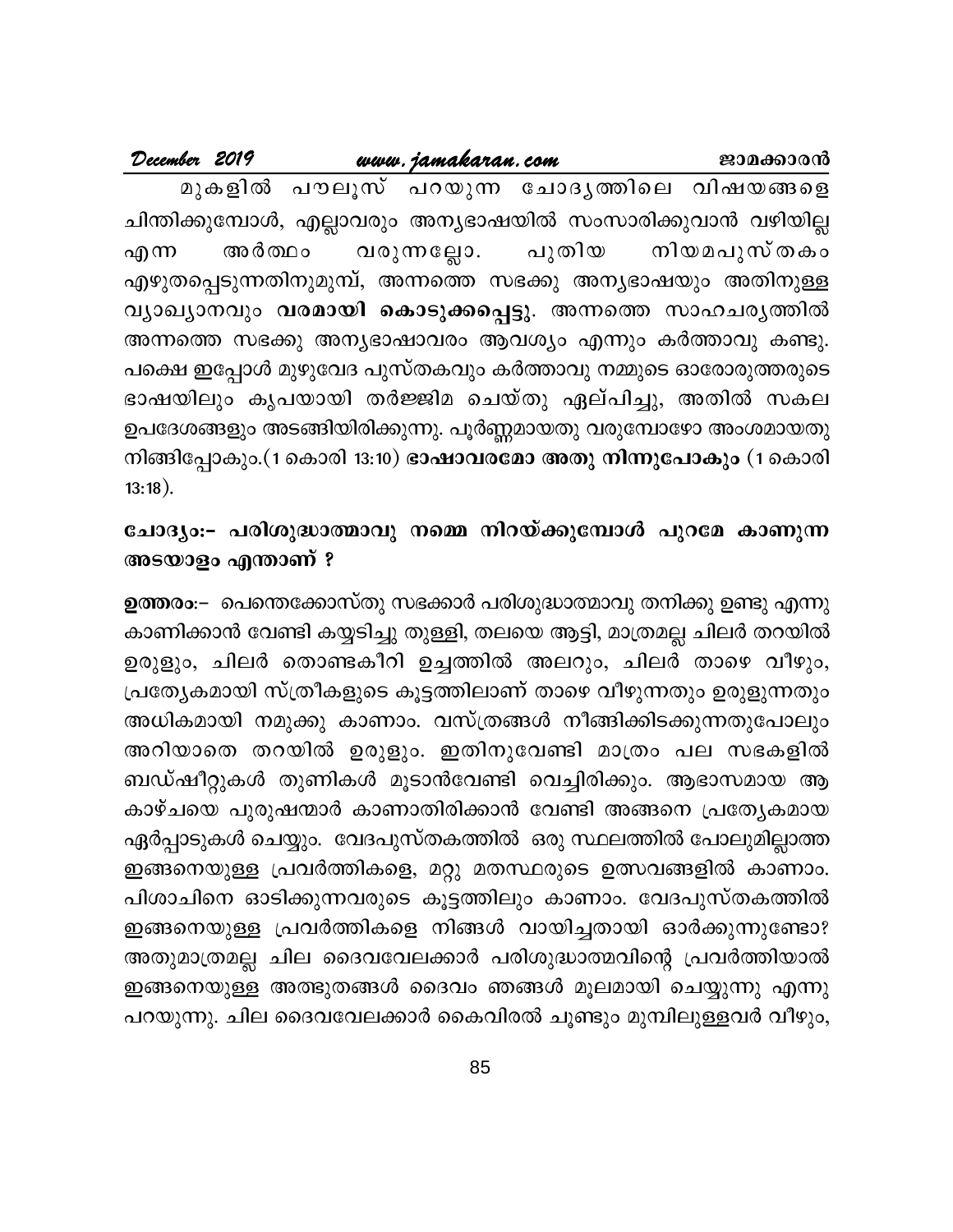മുകളിൽ പൗലൂസ് പറയുന്ന ചോദ്യത്തിലെ വിഷയങ്ങളെ ചിന്തിക്കുമ്പോൾ, എല്ലാവരും അന്യഭാഷയിൽ സംസാരിക്കുവാൻ വഴിയില്ല എന്ന അർത്ഥം വരുന്നല്ലോ. പുതിയ നിയമപുസ്തകം എഴുതപ്പെടുന്നതിനുമുമ്പ്, അന്നത്തെ സഭക്കു അന്യഭാഷയും അതിനുള്ള വ്യാഖ്യാനവും **വരമായി കൊടുക്കപ്പെട്ടു**. അന്നത്തെ സാഹചര്യത്തിൽ അന്നത്തെ സഭക്കു അന്യഭാഷാവരം ആവശ്യം എന്നും കർത്താവു കണ്ടു. പക്ഷെ ഇപ്പോൾ മുഴുവേദ പുസ്തകവും കർത്താവു നമ്മുടെ ഓരോരുത്തരുടെ ഭാഷയിലും കൃപയായി തർജ്ജിമ ചെയ്തു ഏല്പിച്ചു, അതിൽ സകല ഉപദേശങ്ങളും അടങ്ങിയിരിക്കുന്നു. പൂർണ്ണമായതു വരുമ്പോഴോ അംശമായതു നിങ്ങിപ്പോകും.(1 കൊരി 13:10) **ഭാഷാവരമോ അതു നിന്നുപോകും** (1 കൊരി 13:18).

### ചോദ്യം:- പരിശുദ്ധാത്മാവു നമ്മെ നിറയ്ക്കുമ്പോൾ പുറമേ കാണുന്ന അടയാളം എന്താണ് ?

**ഉത്തരം:**- പെന്തെക്കോസ്തു സഭക്കാർ പരിശുദ്ധാത്മാവു തനിക്കു ഉണ്ടു എന്നു കാണിക്കാൻ വേണ്ടി കയ്യടിച്ചു തുള്ളി, തലയെ ആട്ടി, മാത്രമല്ല ചിലർ തറയിൽ ഉരുളും, ചിലർ തൊണ്ടകീറി ഉച്ചത്തിൽ അലറും, ചിലർ താഴെ വീഴും, പ്രത്യേകമായി സ്ത്രീകളുടെ കൂട്ടത്തിലാണ് താഴെ വീഴുന്നതും ഉരുളുന്നതും അധികമായി നമുക്കു കാണാം. വസ്ത്രങ്ങൾ നീങ്ങിക്കിടക്കുന്നതുപോലും അറിയാതെ തറയിൽ ഉരുളും. ഇതിനുവേണ്ടി മാത്രം പല സഭകളിൽ ബഡ്ഷീറ്റുകൾ തുണികൾ മൂടാൻവേണ്ടി വെച്ചിരിക്കും. ആഭാസമായ ആ കാഴ്ചയെ പുരുഷന്മാർ കാണാതിരിക്കാൻ വേണ്ടി അങ്ങനെ പ്രത്യേകമായ ഏർപ്പാടുകൾ ചെയ്യും. വേദപുസ്തകത്തിൽ ഒരു സ്ഥലത്തിൽ പോലുമില്ലാത്ത ഇങ്ങനെയുള്ള പ്രവർത്തികളെ, മറ്റു മതസ്ഥരുടെ ഉത്സവങ്ങളിൽ കാണാം. പിശാചിനെ ഓടിക്കുന്നവരുടെ കൂട്ടത്തിലും കാണാം. വേദപുസ്തകത്തിൽ ഇങ്ങനെയുള്ള പ്രവർത്തികളെ നിങ്ങൾ വായിച്ചതായി ഓർക്കുന്നുണ്ടോ? അതുമാത്രമല്ല ചില ദൈവവേലക്കാർ പരിശുദ്ധാത്മവിന്റെ പ്രവർത്തിയാൽ ഇങ്ങനെയുള്ള അത്ഭുതങ്ങൾ ദൈവം ഞങ്ങൾ മൂലമായി ചെയ്യുന്നു എന്നു പറയുന്നു. ചില ദൈവവേലക്കാർ കൈവിരൽ ചൂണ്ടും മുമ്പിലുള്ളവർ വീഴും,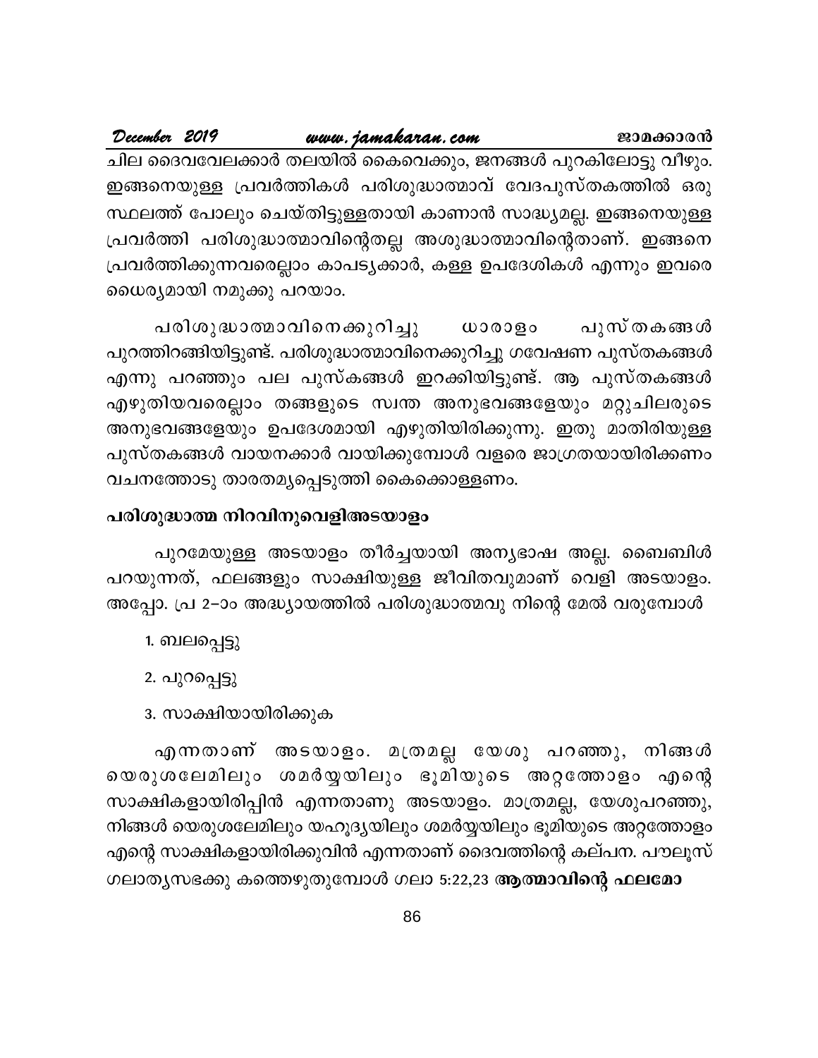ചില ദൈവവേലക്കാർ തലയിൽ കൈവെക്കും, ജനങ്ങൾ പുറകിലോട്ടു വീഴും. ഇങ്ങനെയുള്ള പ്രവർത്തികൾ പരിശുദ്ധാത്മാവ് വേദപുസ്തകത്തിൽ ഒരു സ്ഥലത്ത് പോലും ചെയ്തിട്ടുള്ളതായി കാണാൻ സാദ്ധ്യമല്ല. ഇങ്ങനെയുള്ള പ്രവർത്തി പരിശുദ്ധാത്മാവിന്റെതല്ല അശുദ്ധാത്മാവിന്റെതാണ്. ഇങ്ങനെ പ്രവർത്തിക്കുന്നവരെല്ലാം കാപട്യക്കാർ, കള്ള ഉപദേശികൾ എന്നും ഇവരെ ധൈര്യമായി നമുക്കു പറയാം.

പരിശുദ്ധാത്മാവിനെക്കുറിച്ചു ധാരാളം പുസ്തകങ്ങൾ പുറത്തിറങ്ങിയിട്ടുണ്ട്. പരിശുദ്ധാത്മാവിനെക്കുറിച്ചു ഗവേഷണ പുസ്തകങ്ങൾ എന്നു പറഞ്ഞും പല പുസ്കങ്ങൾ ഇറക്കിയിട്ടുണ്ട്. ആ പുസ്തകങ്ങൾ എഴുതിയവരെല്ലാം തങ്ങളുടെ സ്വന്ത അനുഭവങ്ങളേയും മറ്റുചിലരുടെ അനുഭവങ്ങളേയും ഉപദേശമായി എഴുതിയിരിക്കുന്നു. ഇതു മാതിരിയുള്ള പുസ്തകങ്ങൾ വായനക്കാർ വായിക്കുമ്പോൾ വളരെ ജാഗ്രതയായിരിക്കണം വചനത്തോടു താരതമ്യപ്പെടുത്തി കൈക്കൊള്ളണം.

**പരിശുദ്ധാത്മ നിറവിനുവെളിഅടയാളം**

പുറമേയുള്ള അടയാളം തീർച്ചയായി അന്യഭാഷ അല്ല. ബൈബിൾ പറയുന്നത്, ഫലങ്ങളും സാക്ഷിയുള്ള ജീവിതവുമാണ് വെളി അടയാളം. അപ്പോ. പ്ര 2–ാം അദ്ധ്യായത്തിൽ പരിശുദ്ധാത്മവു നിന്റെ മേൽ വരുമ്പോൾ

1. ബലപ്പെട്ടു
2. പുറപ്പെട്ടു
3. സാക്ഷിയായിരിക്കുക

എന്നതാണ് അടയാളം. മത്രമല്ല യേശു പറഞ്ഞു, നിങ്ങൾ യെരുശലേമിലും ശമർയ്യയിലും ഭൂമിയുടെ അറ്റത്തോളം എന്റെ സാക്ഷികളായിരിപ്പിൻ എന്നതാണു അടയാളം. മാത്രമല്ല, യേശുപറഞ്ഞു, നിങ്ങൾ യെരുശലേമിലും യഹൂദ്യയിലും ശമർയ്യയിലും ഭൂമിയുടെ അറ്റത്തോളം എന്റെ സാക്ഷികളായിരിക്കുവിൻ എന്നതാണ് ദൈവത്തിന്റെ കല്പന. പൗലൂസ് ഗലാത്യസഭക്കു കത്തെഴുതുമ്പോൾ ഗലാ 5:22,23 **ആത്മാവിന്റെ ഫലമോ**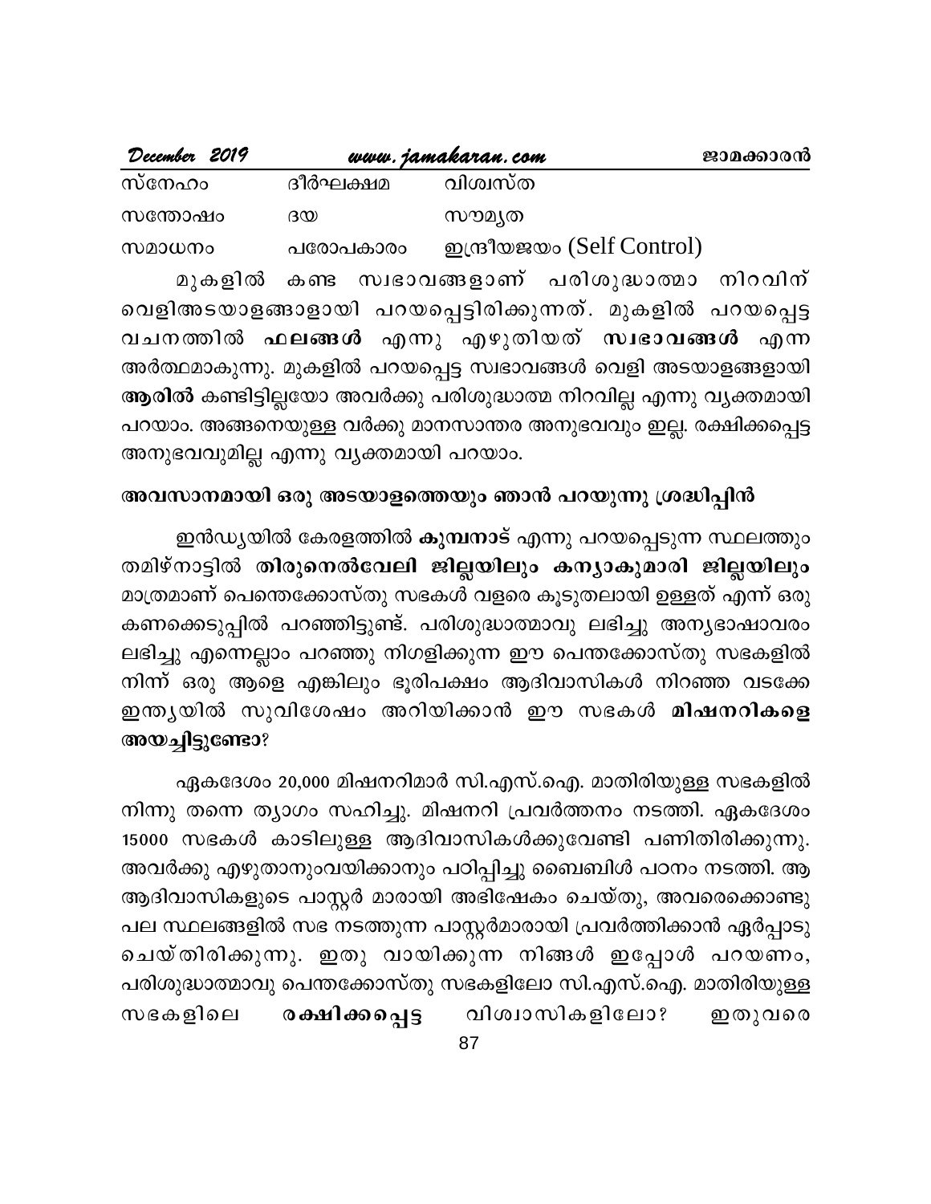| സ്നേഹം | ദീർഘക്ഷമ | വിശ്വസ്ത |
|---|---|---|
| സന്തോഷം | ദയ | സൗമ്യത |
| സമാധനം | പരോപകാരം | ഇന്ദ്രീയജയം (Self Control) |

മുകളിൽ കണ്ട സ്വഭാവങ്ങളാണ് പരിശുദ്ധാത്മാ നിറവിന് വെളിഅടയാളങ്ങാളായി പറയപ്പെട്ടിരിക്കുന്നത്. മുകളിൽ പറയപ്പെട്ട വചനത്തിൽ **ഫലങ്ങൾ** എന്നു എഴുതിയത് **സ്വഭാവങ്ങൾ** എന്ന അർത്ഥമാകുന്നു. മുകളിൽ പറയപ്പെട്ട സ്വഭാവങ്ങൾ വെളി അടയാളങ്ങളായി **ആരിൽ** കണ്ടിട്ടില്ലയോ അവർക്കു പരിശുദ്ധാത്മ നിറവില്ല എന്നു വ്യക്തമായി പറയാം. അങ്ങനെയുള്ള വർക്കു മാനസാന്തര അനുഭവവും ഇല്ല. രക്ഷിക്കപ്പെട്ട അനുഭവവുമില്ല എന്നു വ്യക്തമായി പറയാം.

**അവസാനമായി ഒരു അടയാളത്തെയും ഞാൻ പറയുന്നു ശ്രദ്ധിപ്പിൻ**

ഇൻഡ്യയിൽ കേരളത്തിൽ **കുമ്പനാട്** എന്നു പറയപ്പെടുന്ന സ്ഥലത്തും തമിഴ്നാട്ടിൽ **തിരുനെൽവേലി ജില്ലയിലും കന്യാകുമാരി ജില്ലയിലും** മാത്രമാണ് പെന്തെക്കോസ്തു സഭകൾ വളരെ കൂടുതലായി ഉള്ളത് എന്ന് ഒരു കണക്കെടുപ്പിൽ പറഞ്ഞിട്ടുണ്ട്. പരിശുദ്ധാത്മാവു ലഭിച്ചു അന്യഭാഷാവരം ലഭിച്ചു എന്നെല്ലാം പറഞ്ഞു നിഗളിക്കുന്ന ഈ പെന്തക്കോസ്തു സഭകളിൽ നിന്ന് ഒരു ആളെ എങ്കിലും ഭൂരിപക്ഷം ആദിവാസികൾ നിറഞ്ഞ വടക്കേ ഇന്ത്യയിൽ സുവിശേഷം അറിയിക്കാൻ ഈ സഭകൾ **മിഷനറികളെ അയച്ചിട്ടുണ്ടോ?**

ഏകദേശം 20,000 മിഷനറിമാർ സി.എസ്.ഐ. മാതിരിയുള്ള സഭകളിൽ നിന്നു തന്നെ ത്യാഗം സഹിച്ചു. മിഷനറി പ്രവർത്തനം നടത്തി. ഏകദേശം 15000 സഭകൾ കാടിലുള്ള ആദിവാസികൾക്കുവേണ്ടി പണിതിരിക്കുന്നു. അവർക്കു എഴുതാനുംവയിക്കാനും പഠിപ്പിച്ചു ബൈബിൾ പഠനം നടത്തി. ആ ആദിവാസികളുടെ പാസ്റ്റർ മാരായി അഭിഷേകം ചെയ്തു, അവരെക്കൊണ്ടു പല സ്ഥലങ്ങളിൽ സഭ നടത്തുന്ന പാസ്റ്റർമാരായി പ്രവർത്തിക്കാൻ ഏർപ്പാടു ചെയ്തിരിക്കുന്നു. ഇതു വായിക്കുന്ന നിങ്ങൾ ഇപ്പോൾ പറയണം, പരിശുദ്ധാത്മാവു പെന്തക്കോസ്തു സഭകളിലോ സി.എസ്.ഐ. മാതിരിയുള്ള സഭകളിലെ **രക്ഷിക്കപ്പെട്ട** വിശ്വാസികളിലോ? ഇതുവരെ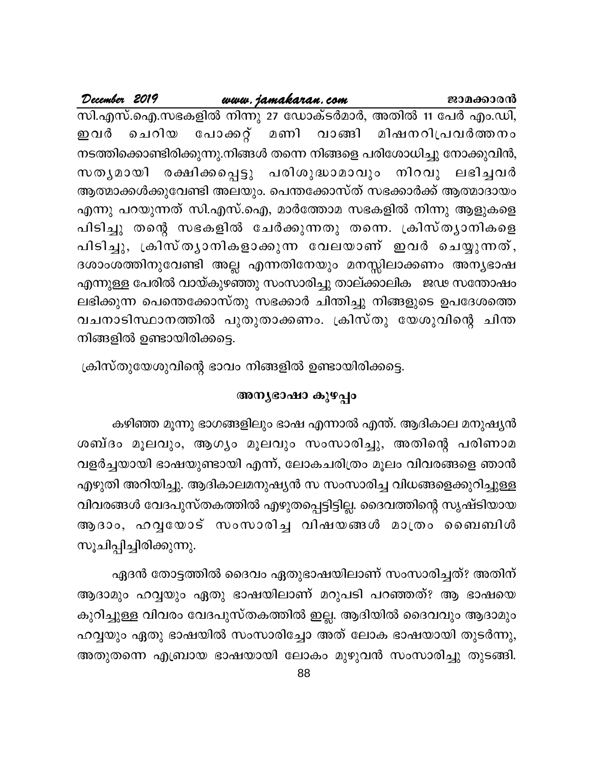സി.എസ്.ഐ.സഭകളിൽ നിന്നു 27 ഡോക്ടർമാർ, അതിൽ 11 പേർ എം.ഡി, ഇവർ ചെറിയ പോക്കറ്റ് മണി വാങ്ങി മിഷനറിപ്രവർത്തനം നടത്തിക്കൊണ്ടിരിക്കുന്നു.നിങ്ങൾ തന്നെ നിങ്ങളെ പരിശോധിച്ചു നോക്കുവിൻ, സത്യമായി രക്ഷിക്കപ്പെട്ടു പരിശുദ്ധാമാവും നിറവു ലഭിച്ചവർ ആത്മാക്കൾക്കുവേണ്ടി അലയും. പെന്തക്കോസ്ത് സഭക്കാർക്ക് ആത്മാദായം എന്നു പറയുന്നത് സി.എസ്.ഐ, മാർത്തോമ സഭകളിൽ നിന്നു ആളുകളെ പിടിച്ചു തന്റെ സഭകളിൽ ചേർക്കുന്നതു തന്നെ. ക്രിസ്ത്യാനികളെ പിടിച്ചു, ക്രിസ്ത്യാനികളാക്കുന്ന വേലയാണ് ഇവർ ചെയ്യുന്നത്, ദശാംശത്തിനുവേണ്ടി അല്ല എന്നതിനേയും മനസ്സിലാക്കണം അന്യഭാഷ എന്നുള്ള പേരിൽ വായ്കുഴഞ്ഞു സംസാരിച്ചു താല്ക്കാലിക ജഢ സന്തോഷം ലഭിക്കുന്ന പെന്തെക്കോസ്തു സഭക്കാർ ചിന്തിച്ചു നിങ്ങളുടെ ഉപദേശത്തെ വചനാടിസ്ഥാനത്തിൽ പുതുതാക്കണം. ക്രിസ്തു യേശുവിന്റെ ചിന്ത നിങ്ങളിൽ ഉണ്ടായിരിക്കട്ടെ.

ക്രിസ്തുയേശുവിന്റെ ഭാവം നിങ്ങളിൽ ഉണ്ടായിരിക്കട്ടെ.

## അന്യഭാഷാ കുഴപ്പം

കഴിഞ്ഞ മൂന്നു ഭാഗങ്ങളിലും ഭാഷ എന്നാൽ എന്ത്. ആദികാല മനുഷ്യൻ ശബ്ദം മൂലവും, ആഗ്യം മൂലവും സംസാരിച്ചു, അതിന്റെ പരിണാമ വളർച്ചയായി ഭാഷയുണ്ടായി എന്ന്, ലോകചരിത്രം മൂലം വിവരങ്ങളെ ഞാൻ എഴുതി അറിയിച്ചു. ആദികാലമനുഷ്യൻ സ സംസാരിച്ച വിധങ്ങളെക്കുറിച്ചുള്ള വിവരങ്ങൾ വേദപുസ്തകത്തിൽ എഴുതപ്പെട്ടിട്ടില്ല. ദൈവത്തിന്റെ സൃഷ്ടിയായ ആദാം, ഹവ്വയോട് സംസാരിച്ച വിഷയങ്ങൾ മാത്രം ബൈബിൾ സൂചിപ്പിച്ചിരിക്കുന്നു.

ഏദൻ തോട്ടത്തിൽ ദൈവം ഏതുഭാഷയിലാണ് സംസാരിച്ചത്? അതിന് ആദാമും ഹവ്വയും ഏതു ഭാഷയിലാണ് മറുപടി പറഞ്ഞത്? ആ ഭാഷയെ കുറിച്ചുള്ള വിവരം വേദപുസ്തകത്തിൽ ഇല്ല. ആദിയിൽ ദൈവവും ആദാമും ഹവ്വയും ഏതു ഭാഷയിൽ സംസാരിച്ചോ അത് ലോക ഭാഷയായി തുടർന്നു, അതുതന്നെ എബ്രായ ഭാഷയായി ലോകം മുഴുവൻ സംസാരിച്ചു തുടങ്ങി.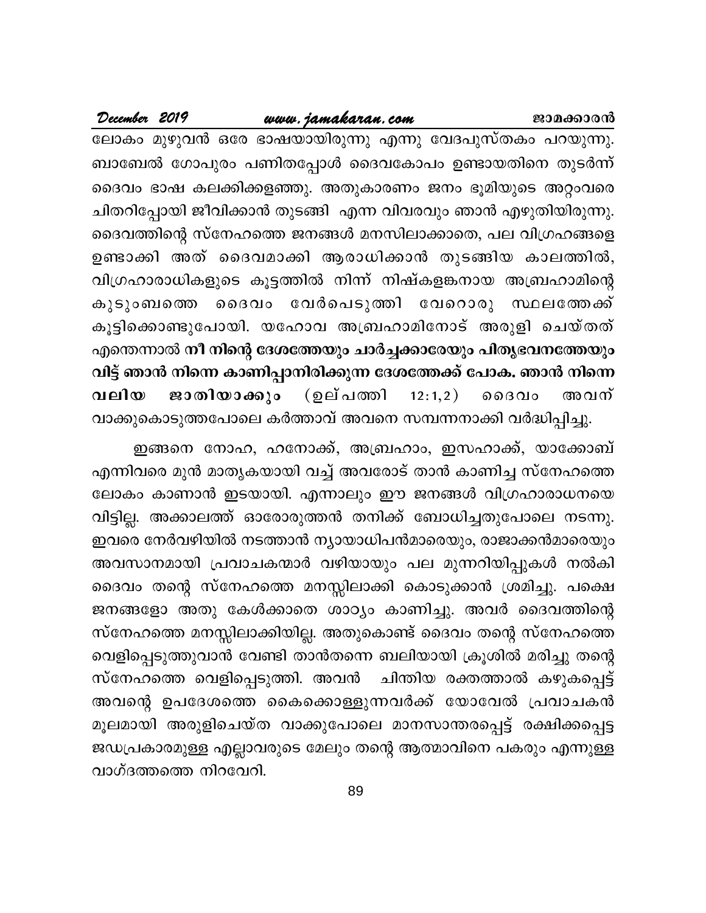ലോകം മുഴുവൻ ഒരേ ഭാഷയായിരുന്നു എന്നു വേദപുസ്തകം പറയുന്നു. ബാബേൽ ഗോപുരം പണിതപ്പോൾ ദൈവകോപം ഉണ്ടായതിനെ തുടർന്ന് ദൈവം ഭാഷ കലക്കിക്കളഞ്ഞു. അതുകാരണം ജനം ഭൂമിയുടെ അറ്റംവരെ ചിതറിപ്പോയി ജീവിക്കാൻ തുടങ്ങി എന്ന വിവരവും ഞാൻ എഴുതിയിരുന്നു. ദൈവത്തിന്റെ സ്നേഹത്തെ ജനങ്ങൾ മനസിലാക്കാതെ, പല വിഗ്രഹങ്ങളെ ഉണ്ടാക്കി അത് ദൈവമാക്കി ആരാധിക്കാൻ തുടങ്ങിയ കാലത്തിൽ, വിഗ്രഹാരാധികളുടെ കൂട്ടത്തിൽ നിന്ന് നിഷ്കളങ്കനായ അബ്രഹാമിന്റെ കുടുംബത്തെ ദൈവം വേർപെടുത്തി വേറൊരു സ്ഥലത്തേക്ക് കൂട്ടിക്കൊണ്ടുപോയി. യഹോവ അബ്രഹാമിനോട് അരുളി ചെയ്തത് എന്തെന്നാൽ **നീ നിന്റെ ദേശത്തേയും ചാർച്ചക്കാരേയും പിതൃഭവനത്തേയും വിട്ട് ഞാൻ നിന്നെ കാണിപ്പാനിരിക്കുന്ന ദേശത്തേക്ക് പോക. ഞാൻ നിന്നെ വലിയ ജാതിയാക്കും** (ഉല്പത്തി 12:1,2) ദൈവം അവന് വാക്കുകൊടുത്തപോലെ കർത്താവ് അവനെ സമ്പന്നനാക്കി വർദ്ധിപ്പിച്ചു.

ഇങ്ങനെ നോഹ, ഹനോക്ക്, അബ്രഹാം, ഇസഹാക്ക്, യാക്കോബ് എന്നിവരെ മുൻ മാതൃകയായി വച്ച് അവരോട് താൻ കാണിച്ച സ്നേഹത്തെ ലോകം കാണാൻ ഇടയായി. എന്നാലും ഈ ജനങ്ങൾ വിഗ്രഹാരാധനയെ വിട്ടില്ല. അക്കാലത്ത് ഓരോരുത്തൻ തനിക്ക് ബോധിച്ചതുപോലെ നടന്നു. ഇവരെ നേർവഴിയിൽ നടത്താൻ ന്യായാധിപൻമാരെയും, രാജാക്കൻമാരെയും അവസാനമായി പ്രവാചകന്മാർ വഴിയായും പല മുന്നറിയിപ്പുകൾ നൽകി ദൈവം തന്റെ സ്നേഹത്തെ മനസ്സിലാക്കി കൊടുക്കാൻ ശ്രമിച്ചു. പക്ഷെ ജനങ്ങളോ അതു കേൾക്കാതെ ശാഠ്യം കാണിച്ചു. അവർ ദൈവത്തിന്റെ സ്നേഹത്തെ മനസ്സിലാക്കിയില്ല. അതുകൊണ്ട് ദൈവം തന്റെ സ്നേഹത്തെ വെളിപ്പെടുത്തുവാൻ വേണ്ടി താൻതന്നെ ബലിയായി ക്രൂശിൽ മരിച്ചു തന്റെ സ്നേഹത്തെ വെളിപ്പെടുത്തി. അവൻ ചിന്തിയ രക്തത്താൽ കഴുകപ്പെട്ട് അവന്റെ ഉപദേശത്തെ കൈക്കൊള്ളുന്നവർക്ക് യോവേൽ പ്രവാചകൻ മൂലമായി അരുളിചെയ്ത വാക്കുപോലെ മാനസാന്തരപ്പെട്ട് രക്ഷിക്കപ്പെട്ട ജഡപ്രകാരമുള്ള എല്ലാവരുടെ മേലും തന്റെ ആത്മാവിനെ പകരും എന്നുള്ള വാഗ്ദത്തത്തെ നിറവേറി.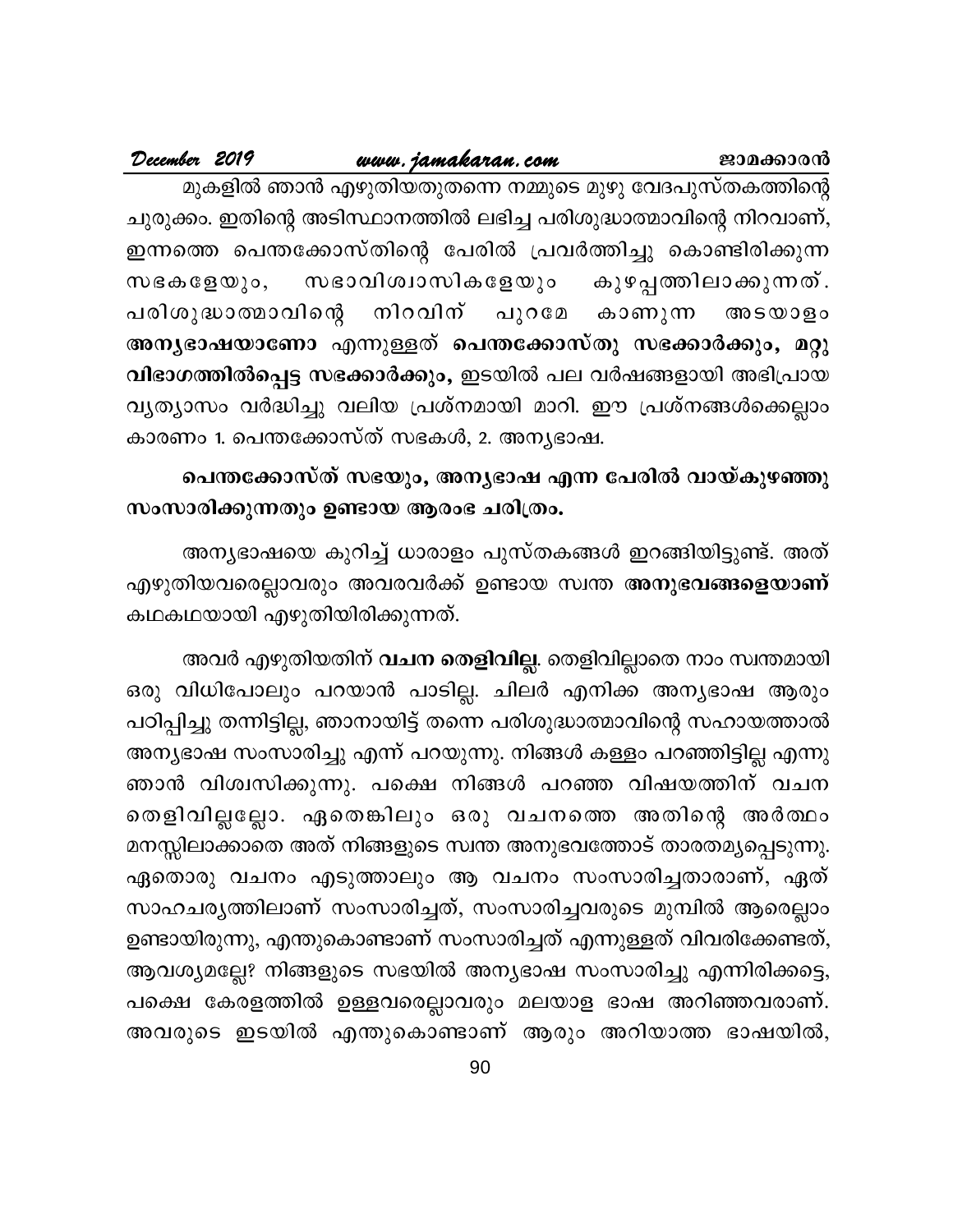മുകളിൽ ഞാൻ എഴുതിയതുതന്നെ നമ്മുടെ മുഴു വേദപുസ്തകത്തിന്റെ ചുരുക്കം. ഇതിന്റെ അടിസ്ഥാനത്തിൽ ലഭിച്ച പരിശുദ്ധാത്മാവിന്റെ നിറവാണ്, ഇന്നത്തെ പെന്തക്കോസ്തിന്റെ പേരിൽ പ്രവർത്തിച്ചു കൊണ്ടിരിക്കുന്ന സഭകളേയും, സഭാവിശ്വാസികളേയും കുഴപ്പത്തിലാക്കുന്നത്. പരിശുദ്ധാത്മാവിന്റെ നിറവിന് പുറമേ കാണുന്ന അടയാളം **അന്യഭാഷയാണോ** എന്നുള്ളത് **പെന്തക്കോസ്തു സഭക്കാർക്കും, മറ്റു വിഭാഗത്തിൽപ്പെട്ട സഭക്കാർക്കും,** ഇടയിൽ പല വർഷങ്ങളായി അഭിപ്രായ വ്യത്യാസം വർദ്ധിച്ചു വലിയ പ്രശ്നമായി മാറി. ഈ പ്രശ്നങ്ങൾക്കെല്ലാം കാരണം 1. പെന്തക്കോസ്ത് സഭകൾ, 2. അന്യഭാഷ.

**പെന്തക്കോസ്ത് സഭയും, അന്യഭാഷ എന്ന പേരിൽ വായ്കുഴഞ്ഞു സംസാരിക്കുന്നതും ഉണ്ടായ ആരംഭ ചരിത്രം.**

അന്യഭാഷയെ കുറിച്ച് ധാരാളം പുസ്തകങ്ങൾ ഇറങ്ങിയിട്ടുണ്ട്. അത് എഴുതിയവരെല്ലാവരും അവരവർക്ക് ഉണ്ടായ സ്വന്ത **അനുഭവങ്ങളെയാണ്** കഥകഥയായി എഴുതിയിരിക്കുന്നത്.

അവർ എഴുതിയതിന് **വചന തെളിവില്ല**. തെളിവില്ലാതെ നാം സ്വന്തമായി ഒരു വിധിപോലും പറയാൻ പാടില്ല. ചിലർ എനിക്ക അന്യഭാഷ ആരും പഠിപ്പിച്ചു തന്നിട്ടില്ല, ഞാനായിട്ട് തന്നെ പരിശുദ്ധാത്മാവിന്റെ സഹായത്താൽ അന്യഭാഷ സംസാരിച്ചു എന്ന് പറയുന്നു. നിങ്ങൾ കള്ളം പറഞ്ഞിട്ടില്ല എന്നു ഞാൻ വിശ്വസിക്കുന്നു. പക്ഷെ നിങ്ങൾ പറഞ്ഞ വിഷയത്തിന് വചന തെളിവില്ലല്ലോ. ഏതെങ്കിലും ഒരു വചനത്തെ അതിന്റെ അർത്ഥം മനസ്സിലാക്കാതെ അത് നിങ്ങളുടെ സ്വന്ത അനുഭവത്തോട് താരതമ്യപ്പെടുന്നു. ഏതൊരു വചനം എടുത്താലും ആ വചനം സംസാരിച്ചതാരാണ്, ഏത് സാഹചര്യത്തിലാണ് സംസാരിച്ചത്, സംസാരിച്ചവരുടെ മുമ്പിൽ ആരെല്ലാം ഉണ്ടായിരുന്നു, എന്തുകൊണ്ടാണ് സംസാരിച്ചത് എന്നുള്ളത് വിവരിക്കേണ്ടത്, ആവശ്യമല്ലേ? നിങ്ങളുടെ സഭയിൽ അന്യഭാഷ സംസാരിച്ചു എന്നിരിക്കട്ടെ, പക്ഷെ കേരളത്തിൽ ഉള്ളവരെല്ലാവരും മലയാള ഭാഷ അറിഞ്ഞവരാണ്. അവരുടെ ഇടയിൽ എന്തുകൊണ്ടാണ് ആരും അറിയാത്ത ഭാഷയിൽ,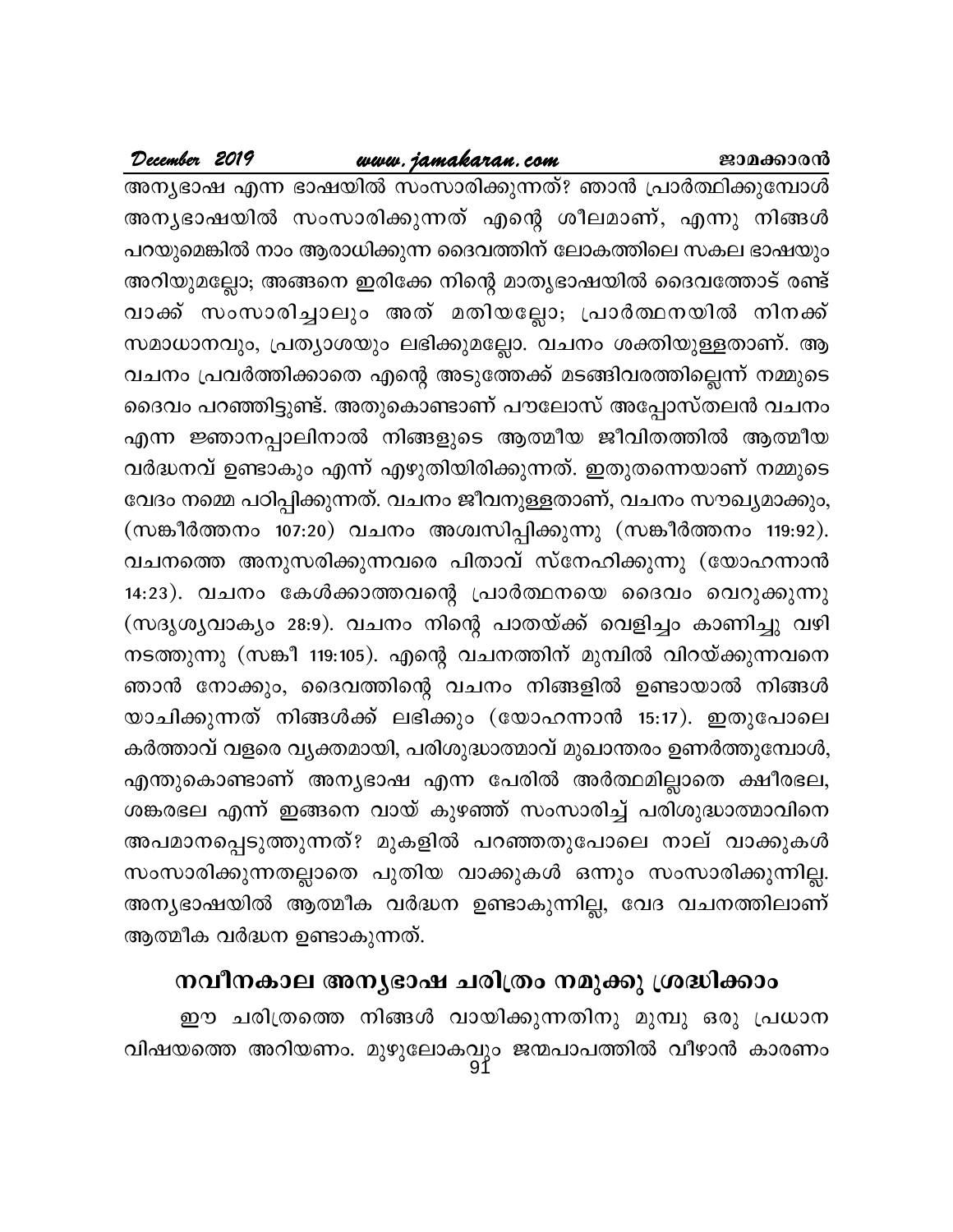അന്യഭാഷ എന്ന ഭാഷയിൽ സംസാരിക്കുന്നത്? ഞാൻ പ്രാർത്ഥിക്കുമ്പോൾ അന്യഭാഷയിൽ സംസാരിക്കുന്നത് എന്റെ ശീലമാണ്, എന്നു നിങ്ങൾ പറയുമെങ്കിൽ നാം ആരാധിക്കുന്ന ദൈവത്തിന് ലോകത്തിലെ സകല ഭാഷയും അറിയുമല്ലോ; അങ്ങനെ ഇരിക്കേ നിന്റെ മാതൃഭാഷയിൽ ദൈവത്തോട് രണ്ട് വാക്ക് സംസാരിച്ചാലും അത് മതിയല്ലോ; പ്രാർത്ഥനയിൽ നിനക്ക് സമാധാനവും, പ്രത്യാശയും ലഭിക്കുമല്ലോ. വചനം ശക്തിയുള്ളതാണ്. ആ വചനം പ്രവർത്തിക്കാതെ എന്റെ അടുത്തേക്ക് മടങ്ങിവരത്തില്ലെന്ന് നമ്മുടെ ദൈവം പറഞ്ഞിട്ടുണ്ട്. അതുകൊണ്ടാണ് പൗലോസ് അപ്പോസ്തലൻ വചനം എന്ന ജ്ഞാനപ്പാലിനാൽ നിങ്ങളുടെ ആത്മീയ ജീവിതത്തിൽ ആത്മീയ വർദ്ധനവ് ഉണ്ടാകും എന്ന് എഴുതിയിരിക്കുന്നത്. ഇതുതന്നെയാണ് നമ്മുടെ വേദം നമ്മെ പഠിപ്പിക്കുന്നത്. വചനം ജീവനുള്ളതാണ്, വചനം സൗഖ്യമാക്കും, (സങ്കീർത്തനം 107:20) വചനം അശ്വസിപ്പിക്കുന്നു (സങ്കീർത്തനം 119:92). വചനത്തെ അനുസരിക്കുന്നവരെ പിതാവ് സ്നേഹിക്കുന്നു (യോഹന്നാൻ 14:23). വചനം കേൾക്കാത്തവന്റെ പ്രാർത്ഥനയെ ദൈവം വെറുക്കുന്നു (സദൃശ്യവാക്യം 28:9). വചനം നിന്റെ പാതയ്ക്ക് വെളിച്ചം കാണിച്ചു വഴി നടത്തുന്നു (സങ്കീ 119:105). എന്റെ വചനത്തിന് മുമ്പിൽ വിറയ്ക്കുന്നവനെ ഞാൻ നോക്കും, ദൈവത്തിന്റെ വചനം നിങ്ങളിൽ ഉണ്ടായാൽ നിങ്ങൾ യാചിക്കുന്നത് നിങ്ങൾക്ക് ലഭിക്കും (യോഹന്നാൻ 15:17). ഇതുപോലെ കർത്താവ് വളരെ വ്യക്തമായി, പരിശുദ്ധാത്മാവ് മുഖാന്തരം ഉണർത്തുമ്പോൾ, എന്തുകൊണ്ടാണ് അന്യഭാഷ എന്ന പേരിൽ അർത്ഥമില്ലാതെ ക്ഷീരഭല, ശങ്കരഭല എന്ന് ഇങ്ങനെ വായ് കുഴഞ്ഞ് സംസാരിച്ച് പരിശുദ്ധാത്മാവിനെ അപമാനപ്പെടുത്തുന്നത്? മുകളിൽ പറഞ്ഞതുപോലെ നാല് വാക്കുകൾ സംസാരിക്കുന്നതല്ലാതെ പുതിയ വാക്കുകൾ ഒന്നും സംസാരിക്കുന്നില്ല. അന്യഭാഷയിൽ ആത്മീക വർദ്ധന ഉണ്ടാകുന്നില്ല, വേദ വചനത്തിലാണ് ആത്മീക വർദ്ധന ഉണ്ടാകുന്നത്.

## നവീനകാല അന്യഭാഷ ചരിത്രം നമുക്കു ശ്രദ്ധിക്കാം

ഈ ചരിത്രത്തെ നിങ്ങൾ വായിക്കുന്നതിനു മുമ്പു ഒരു പ്രധാന വിഷയത്തെ അറിയണം. മുഴുലോകവും ജന്മപാപത്തിൽ വീഴാൻ കാരണം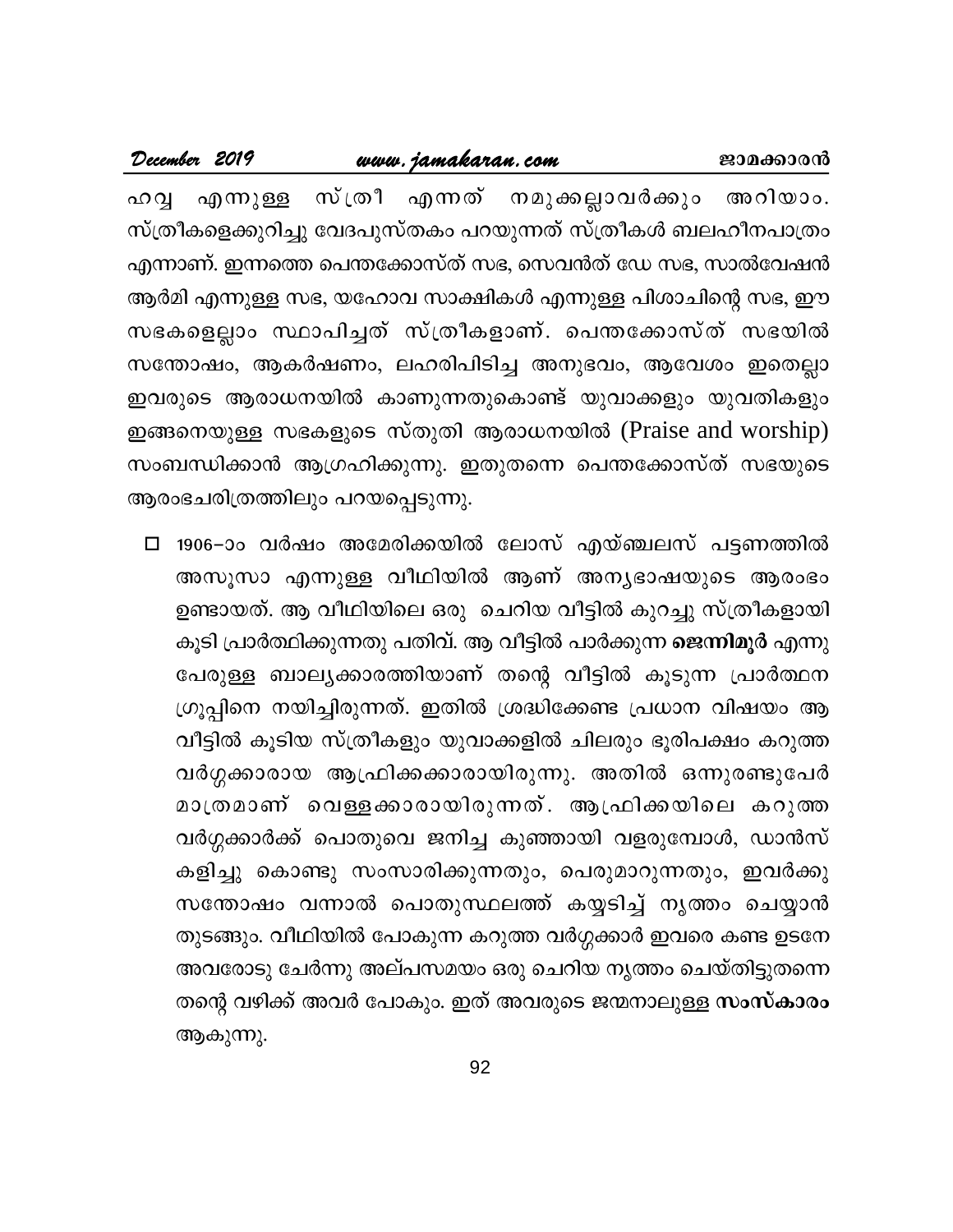ഹവ്വ എന്നുള്ള സ്ത്രീ എന്നത് നമുക്കല്ലാവർക്കും അറിയാം. സ്ത്രീകളെക്കുറിച്ചു വേദപുസ്തകം പറയുന്നത് സ്ത്രീകൾ ബലഹീനപാത്രം എന്നാണ്. ഇന്നത്തെ പെന്തക്കോസ്ത് സഭ, സെവൻത് ഡേ സഭ, സാൽവേഷൻ ആർമി എന്നുള്ള സഭ, യഹോവ സാക്ഷികൾ എന്നുള്ള പിശാചിന്റെ സഭ, ഈ സഭകളെല്ലാം സ്ഥാപിച്ചത് സ്ത്രീകളാണ്. പെന്തക്കോസ്ത് സഭയിൽ സന്തോഷം, ആകർഷണം, ലഹരിപിടിച്ച അനുഭവം, ആവേശം ഇതെല്ലാ ഇവരുടെ ആരാധനയിൽ കാണുന്നതുകൊണ്ട് യുവാക്കളും യുവതികളും ഇങ്ങനെയുള്ള സഭകളുടെ സ്തുതി ആരാധനയിൽ (Praise and worship) സംബന്ധിക്കാൻ ആഗ്രഹിക്കുന്നു. ഇതുതന്നെ പെന്തക്കോസ്ത് സഭയുടെ ആരംഭചരിത്രത്തിലും പറയപ്പെടുന്നു.

- 1906–ാം വർഷം അമേരിക്കയിൽ ലോസ് എയ്ഞ്ചലസ് പട്ടണത്തിൽ അസൂസാ എന്നുള്ള വീഥിയിൽ ആണ് അന്യഭാഷയുടെ ആരംഭം ഉണ്ടായത്. ആ വീഥിയിലെ ഒരു ചെറിയ വീട്ടിൽ കുറച്ചു സ്ത്രീകളായി കൂടി പ്രാർത്ഥിക്കുന്നതു പതിവ്. ആ വീട്ടിൽ പാർക്കുന്ന **ജെന്നിമൂർ** എന്നു പേരുള്ള ബാല്യക്കാരത്തിയാണ് തന്റെ വീട്ടിൽ കൂടുന്ന പ്രാർത്ഥന ഗ്രൂപ്പിനെ നയിച്ചിരുന്നത്. ഇതിൽ ശ്രദ്ധിക്കേണ്ട പ്രധാന വിഷയം ആ വീട്ടിൽ കൂടിയ സ്ത്രീകളും യുവാക്കളിൽ ചിലരും ഭൂരിപക്ഷം കറുത്ത വർഗ്ഗക്കാരായ ആഫ്രിക്കക്കാരായിരുന്നു. അതിൽ ഒന്നുരണ്ടുപേർ മാത്രമാണ് വെള്ളക്കാരായിരുന്നത്. ആഫ്രിക്കയിലെ കറുത്ത വർഗ്ഗക്കാർക്ക് പൊതുവെ ജനിച്ച കുഞ്ഞായി വളരുമ്പോൾ, ഡാൻസ് കളിച്ചു കൊണ്ടു സംസാരിക്കുന്നതും, പെരുമാറുന്നതും, ഇവർക്കു സന്തോഷം വന്നാൽ പൊതുസ്ഥലത്ത് കയ്യടിച്ച് നൃത്തം ചെയ്യാൻ തുടങ്ങും. വീഥിയിൽ പോകുന്ന കറുത്ത വർഗ്ഗക്കാർ ഇവരെ കണ്ട ഉടനേ അവരോടു ചേർന്നു അല്പസമയം ഒരു ചെറിയ നൃത്തം ചെയ്തിട്ടുതന്നെ തന്റെ വഴിക്ക് അവർ പോകും. ഇത് അവരുടെ ജന്മനാലുള്ള **സംസ്കാരം** ആകുന്നു.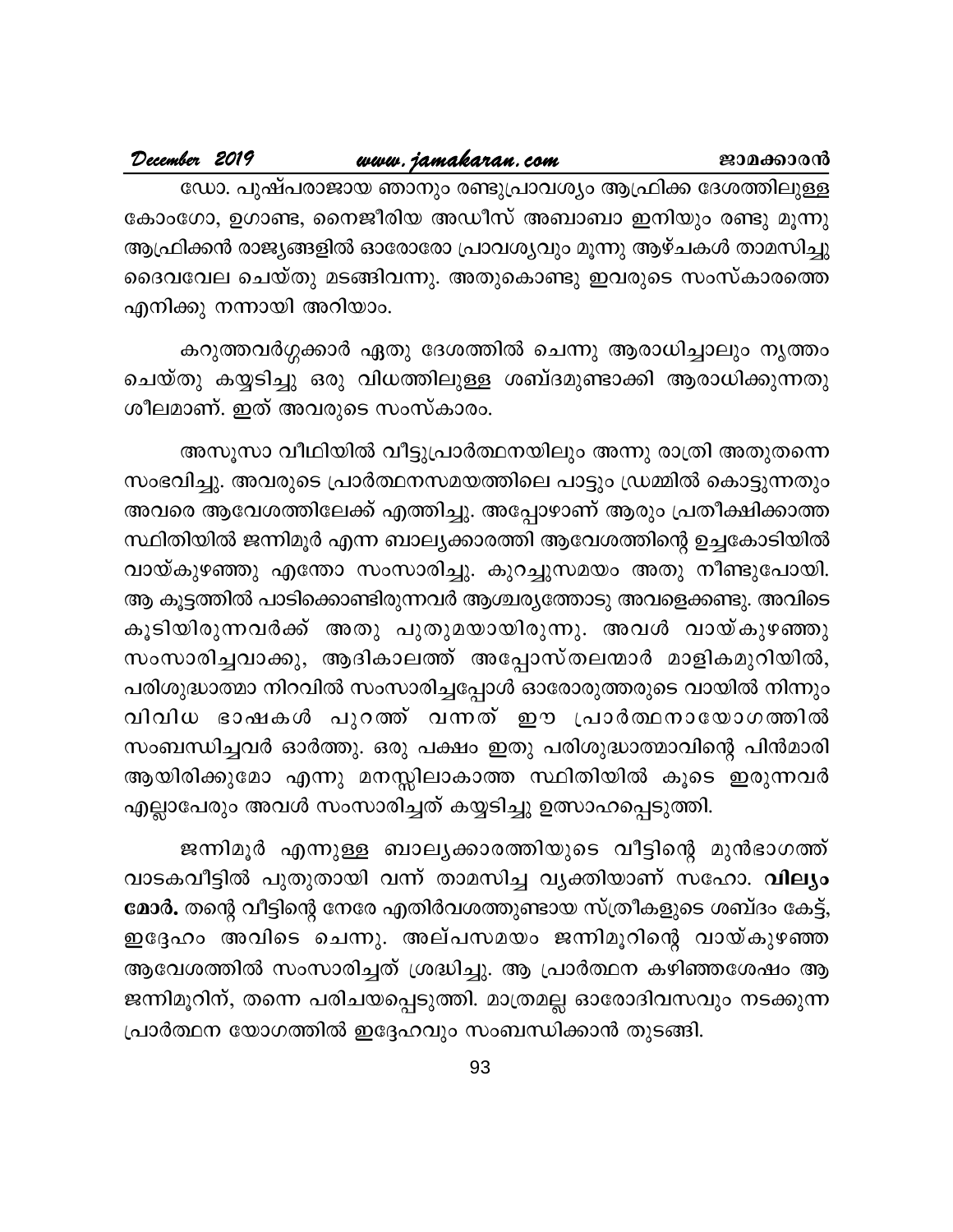ഡോ. പുഷ്പരാജായ ഞാനും രണ്ടുപ്രാവശ്യം ആഫ്രിക്ക ദേശത്തിലുള്ള കോംഗോ, ഉഗാണ്ട, നൈജീരിയ അഡീസ് അബാബാ ഇനിയും രണ്ടു മൂന്നു ആഫ്രിക്കൻ രാജ്യങ്ങളിൽ ഓരോരോ പ്രാവശ്യവും മൂന്നു ആഴ്ചകൾ താമസിച്ചു ദൈവവേല ചെയ്തു മടങ്ങിവന്നു. അതുകൊണ്ടു ഇവരുടെ സംസ്കാരത്തെ എനിക്കു നന്നായി അറിയാം.

കറുത്തവർഗ്ഗക്കാർ ഏതു ദേശത്തിൽ ചെന്നു ആരാധിച്ചാലും നൃത്തം ചെയ്തു കയ്യടിച്ചു ഒരു വിധത്തിലുള്ള ശബ്ദമുണ്ടാക്കി ആരാധിക്കുന്നതു ശീലമാണ്. ഇത് അവരുടെ സംസ്കാരം.

അസൂസാ വീഥിയിൽ വീട്ടുപ്രാർത്ഥനയിലും അന്നു രാത്രി അതുതന്നെ സംഭവിച്ചു. അവരുടെ പ്രാർത്ഥനസമയത്തിലെ പാട്ടും ഡ്രമ്മിൽ കൊട്ടുന്നതും അവരെ ആവേശത്തിലേക്ക് എത്തിച്ചു. അപ്പോഴാണ് ആരും പ്രതീക്ഷിക്കാത്ത സ്ഥിതിയിൽ ജന്നിമൂർ എന്ന ബാല്യക്കാരത്തി ആവേശത്തിന്റെ ഉച്ചകോടിയിൽ വായ്കുഴഞ്ഞു എന്തോ സംസാരിച്ചു. കുറച്ചുസമയം അതു നീണ്ടുപോയി. ആ കൂട്ടത്തിൽ പാടിക്കൊണ്ടിരുന്നവർ ആശ്ചര്യത്തോടു അവളെക്കണ്ടു. അവിടെ കൂടിയിരുന്നവർക്ക് അതു പുതുമയായിരുന്നു. അവൾ വായ്കുഴഞ്ഞു സംസാരിച്ചവാക്കു, ആദികാലത്ത് അപ്പോസ്തലന്മാർ മാളികമുറിയിൽ, പരിശുദ്ധാത്മാ നിറവിൽ സംസാരിച്ചപ്പോൾ ഓരോരുത്തരുടെ വായിൽ നിന്നും വിവിധ ഭാഷകൾ പുറത്ത് വന്നത് ഈ പ്രാർത്ഥനായോഗത്തിൽ സംബന്ധിച്ചവർ ഓർത്തു. ഒരു പക്ഷം ഇതു പരിശുദ്ധാത്മാവിന്റെ പിൻമാരി ആയിരിക്കുമോ എന്നു മനസ്സിലാകാത്ത സ്ഥിതിയിൽ കൂടെ ഇരുന്നവർ എല്ലാപേരും അവൾ സംസാരിച്ചത് കയ്യടിച്ചു ഉത്സാഹപ്പെടുത്തി.

ജന്നിമൂർ എന്നുള്ള ബാല്യക്കാരത്തിയുടെ വീട്ടിന്റെ മുൻഭാഗത്ത് വാടകവീട്ടിൽ പുതുതായി വന്ന് താമസിച്ച വ്യക്തിയാണ് സഹോ. **വില്യം മോർ.** തന്റെ വീട്ടിന്റെ നേരേ എതിർവശത്തുണ്ടായ സ്ത്രീകളുടെ ശബ്ദം കേട്ട്, ഇദ്ദേഹം അവിടെ ചെന്നു. അല്പസമയം ജന്നിമൂറിന്റെ വായ്കുഴഞ്ഞ ആവേശത്തിൽ സംസാരിച്ചത് ശ്രദ്ധിച്ചു. ആ പ്രാർത്ഥന കഴിഞ്ഞശേഷം ആ ജന്നിമൂറിന്, തന്നെ പരിചയപ്പെടുത്തി. മാത്രമല്ല ഓരോദിവസവും നടക്കുന്ന പ്രാർത്ഥന യോഗത്തിൽ ഇദ്ദേഹവും സംബന്ധിക്കാൻ തുടങ്ങി.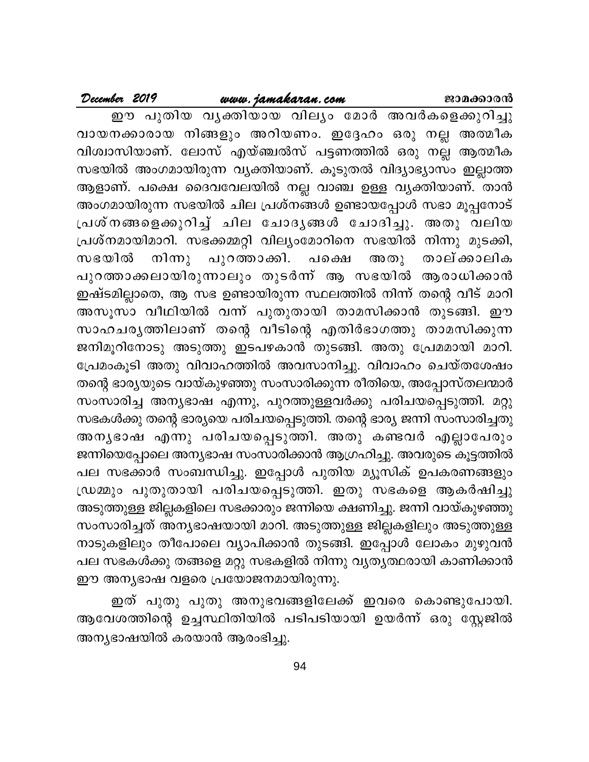ഈ പുതിയ വ്യക്തിയായ വില്യം മോർ അവർകളെക്കുറിച്ചു വായനക്കാരായ നിങ്ങളും അറിയണം. ഇദ്ദേഹം ഒരു നല്ല അത്മീക വിശ്വാസിയാണ്. ലോസ് എയ്ഞ്ചൽസ് പട്ടണത്തിൽ ഒരു നല്ല ആത്മീക സഭയിൽ അംഗമായിരുന്ന വ്യക്തിയാണ്. കൂടുതൽ വിദ്യാഭ്യാസം ഇല്ലാത്ത ആളാണ്. പക്ഷെ ദൈവവേലയിൽ നല്ല വാഞ്ച ഉള്ള വ്യക്തിയാണ്. താൻ അംഗമായിരുന്ന സഭയിൽ ചില പ്രശ്നങ്ങൾ ഉണ്ടായപ്പോൾ സഭാ മൂപ്പനോട് പ്രശ്നങ്ങളെക്കുറിച്ച് ചില ചോദ്യങ്ങൾ ചോദിച്ചു. അതു വലിയ പ്രശ്നമായിമാറി. സഭക്കമ്മറ്റി വില്യംമോറിനെ സഭയിൽ നിന്നു മുടക്കി, സഭയിൽ നിന്നു പുറത്താക്കി. പക്ഷെ അതു താല്ക്കാലിക പുറത്താക്കലായിരുന്നാലും തുടർന്ന് ആ സഭയിൽ ആരാധിക്കാൻ ഇഷ്ടമില്ലാതെ, ആ സഭ ഉണ്ടായിരുന്ന സ്ഥലത്തിൽ നിന്ന് തന്റെ വീട് മാറി അസൂസാ വീഥിയിൽ വന്ന് പുതുതായി താമസിക്കാൻ തുടങ്ങി. ഈ സാഹചര്യത്തിലാണ് തന്റെ വീടിന്റെ എതിർഭാഗത്തു താമസിക്കുന്ന ജനിമൂറിനോടു അടുത്തു ഇടപഴകാൻ തുടങ്ങി. അതു പ്രേമമായി മാറി. പ്രേമംകൂടി അതു വിവാഹത്തിൽ അവസാനിച്ചു. വിവാഹം ചെയ്തശേഷം തന്റെ ഭാര്യയുടെ വായ്കുഴഞ്ഞു സംസാരിക്കുന്ന രീതിയെ, അപ്പോസ്തലന്മാർ സംസാരിച്ച അന്യഭാഷ എന്നു, പുറത്തുള്ളവർക്കു പരിചയപ്പെടുത്തി. മറ്റു സഭകൾക്കു തന്റെ ഭാര്യയെ പരിചയപ്പെടുത്തി. തന്റെ ഭാര്യ ജന്നി സംസാരിച്ചതു അന്യഭാഷ എന്നു പരിചയപ്പെടുത്തി. അതു കണ്ടവർ എല്ലാപേരും ജന്നിയെപ്പോലെ അന്യഭാഷ സംസാരിക്കാൻ ആഗ്രഹിച്ചു. അവരുടെ കൂട്ടത്തിൽ പല സഭക്കാർ സംബന്ധിച്ചു. ഇപ്പോൾ പുതിയ മ്യൂസിക് ഉപകരണങ്ങളും ഡ്രമ്മും പുതുതായി പരിചയപ്പെടുത്തി. ഇതു സഭകളെ ആകർഷിച്ചു അടുത്തുള്ള ജില്ലകളിലെ സഭക്കാരും ജന്നിയെ ക്ഷണിച്ചു. ജന്നി വായ്കുഴഞ്ഞു സംസാരിച്ചത് അന്യഭാഷയായി മാറി. അടുത്തുള്ള ജില്ലകളിലും അടുത്തുള്ള നാടുകളിലും തീപോലെ വ്യാപിക്കാൻ തുടങ്ങി. ഇപ്പോൾ ലോകം മുഴുവൻ പല സഭകൾക്കു തങ്ങളെ മറ്റു സഭകളിൽ നിന്നു വ്യത്യസ്ഥരായി കാണിക്കാൻ ഈ അന്യഭാഷ വളരെ പ്രയോജനമായിരുന്നു.

ഇത് പുതു പുതു അനുഭവങ്ങളിലേക്ക് ഇവരെ കൊണ്ടുപോയി. ആവേശത്തിന്റെ ഉച്ചസ്ഥിതിയിൽ പടിപടിയായി ഉയർന്ന് ഒരു സ്റ്റേജിൽ അന്യഭാഷയിൽ കരയാൻ ആരംഭിച്ചു.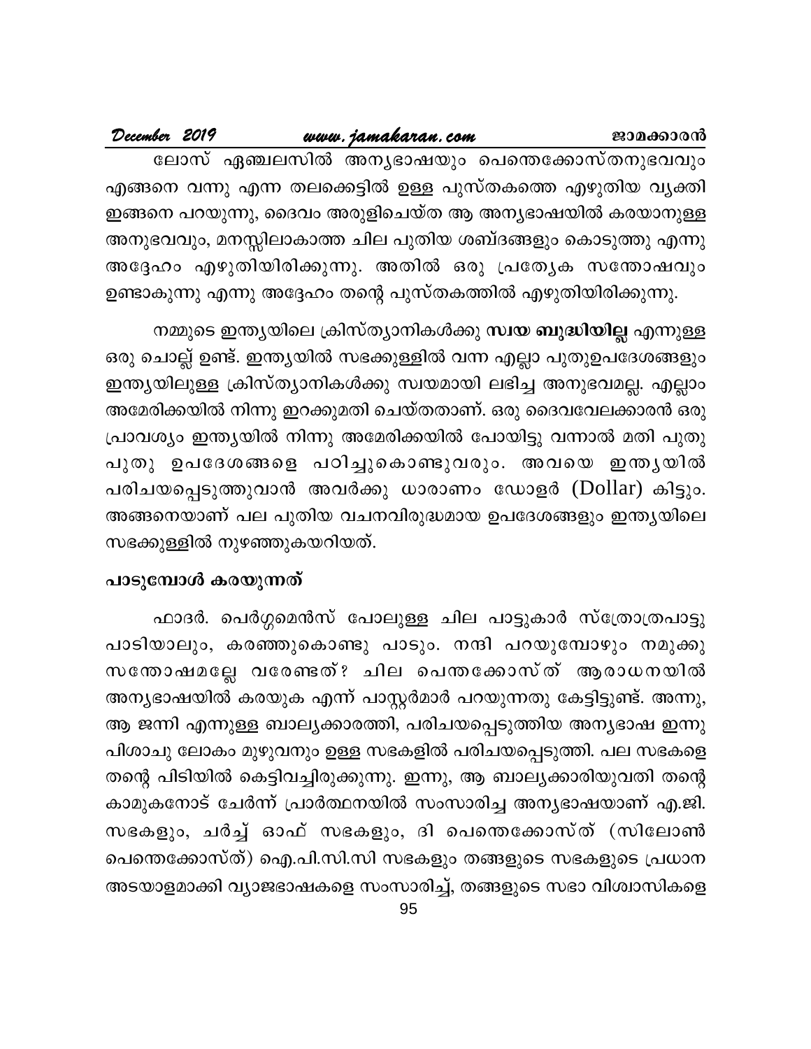ലോസ് ഏഞ്ചലസിൽ അന്യഭാഷയും പെന്തെക്കോസ്തനുഭവവും എങ്ങനെ വന്നു എന്ന തലക്കെട്ടിൽ ഉള്ള പുസ്തകത്തെ എഴുതിയ വ്യക്തി ഇങ്ങനെ പറയുന്നു, ദൈവം അരുളിചെയ്ത ആ അന്യഭാഷയിൽ കരയാനുള്ള അനുഭവവും, മനസ്സിലാകാത്ത ചില പുതിയ ശബ്ദങ്ങളും കൊടുത്തു എന്നു അദ്ദേഹം എഴുതിയിരിക്കുന്നു. അതിൽ ഒരു പ്രത്യേക സന്തോഷവും ഉണ്ടാകുന്നു എന്നു അദ്ദേഹം തന്റെ പുസ്തകത്തിൽ എഴുതിയിരിക്കുന്നു.

നമ്മുടെ ഇന്ത്യയിലെ ക്രിസ്ത്യാനികൾക്കു **സ്വയ ബുദ്ധിയില്ല** എന്നുള്ള ഒരു ചൊല്ല് ഉണ്ട്. ഇന്ത്യയിൽ സഭക്കുള്ളിൽ വന്ന എല്ലാ പുതുഉപദേശങ്ങളും ഇന്ത്യയിലുള്ള ക്രിസ്ത്യാനികൾക്കു സ്വയമായി ലഭിച്ച അനുഭവമല്ല. എല്ലാം അമേരിക്കയിൽ നിന്നു ഇറക്കുമതി ചെയ്തതാണ്. ഒരു ദൈവവേലക്കാരൻ ഒരു പ്രാവശ്യം ഇന്ത്യയിൽ നിന്നു അമേരിക്കയിൽ പോയിട്ടു വന്നാൽ മതി പുതു പുതു ഉപദേശങ്ങളെ പഠിച്ചുകൊണ്ടുവരും. അവയെ ഇന്ത്യയിൽ പരിചയപ്പെടുത്തുവാൻ അവർക്കു ധാരാണം ഡോളർ (Dollar) കിട്ടും. അങ്ങനെയാണ് പല പുതിയ വചനവിരുദ്ധമായ ഉപദേശങ്ങളും ഇന്ത്യയിലെ സഭക്കുള്ളിൽ നുഴഞ്ഞുകയറിയത്.

### പാടുമ്പോൾ കരയുന്നത്

ഫാദർ. പെർഗ്ഗമെൻസ് പോലുള്ള ചില പാട്ടുകാർ സ്ത്രോത്രപാട്ടു പാടിയാലും, കരഞ്ഞുകൊണ്ടു പാടും. നന്ദി പറയുമ്പോഴും നമുക്കു സന്തോഷമല്ലേ വരേണ്ടത്? ചില പെന്തക്കോസ്ത് ആരാധനയിൽ അന്യഭാഷയിൽ കരയുക എന്ന് പാസ്റ്റർമാർ പറയുന്നതു കേട്ടിട്ടുണ്ട്. അന്നു, ആ ജന്നി എന്നുള്ള ബാല്യക്കാരത്തി, പരിചയപ്പെടുത്തിയ അന്യഭാഷ ഇന്നു പിശാചു ലോകം മുഴുവനും ഉള്ള സഭകളിൽ പരിചയപ്പെടുത്തി. പല സഭകളെ തന്റെ പിടിയിൽ കെട്ടിവച്ചിരുക്കുന്നു. ഇന്നു, ആ ബാല്യക്കാരിയുവതി തന്റെ കാമുകനോട് ചേർന്ന് പ്രാർത്ഥനയിൽ സംസാരിച്ച അന്യഭാഷയാണ് എ.ജി. സഭകളും, ചർച്ച് ഓഫ് സഭകളും, ദി പെന്തെക്കോസ്ത് (സിലോൺ പെന്തെക്കോസ്ത്) ഐ.പി.സി.സി സഭകളും തങ്ങളുടെ സഭകളുടെ പ്രധാന അടയാളമാക്കി വ്യാജഭാഷകളെ സംസാരിച്ച്, തങ്ങളുടെ സഭാ വിശ്വാസികളെ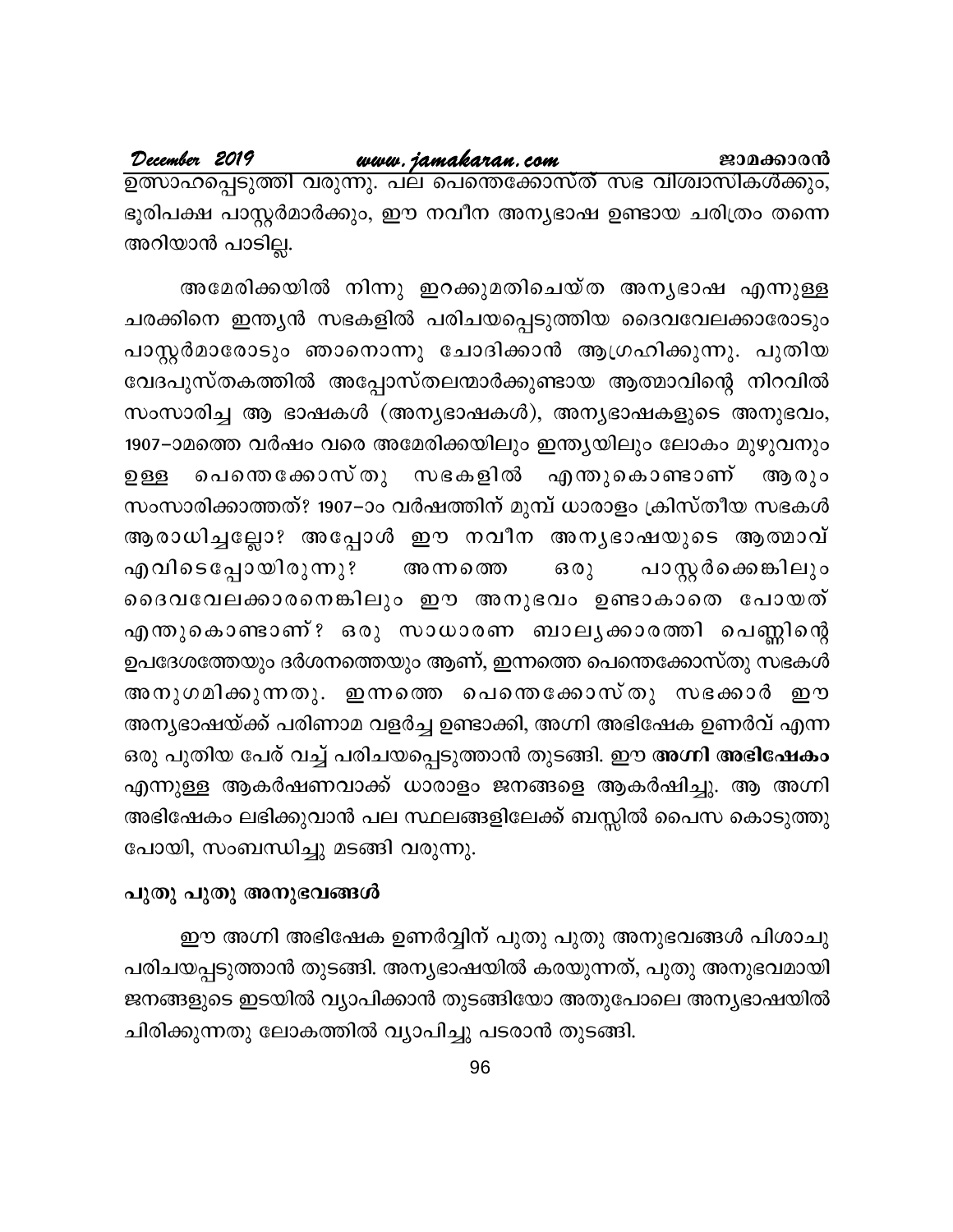ഉത്സാഹപ്പെടുത്തി വരുന്നു. പല പെന്തെക്കോസ്ത് സഭ വിശ്വാസികൾക്കും, ഭൂരിപക്ഷ പാസ്റ്റർമാർക്കും, ഈ നവീന അന്യഭാഷ ഉണ്ടായ ചരിത്രം തന്നെ അറിയാൻ പാടില്ല.

അമേരിക്കയിൽ നിന്നു ഇറക്കുമതിചെയ്ത അന്യഭാഷ എന്നുള്ള ചരക്കിനെ ഇന്ത്യൻ സഭകളിൽ പരിചയപ്പെടുത്തിയ ദൈവവേലക്കാരോടും പാസ്റ്റർമാരോടും ഞാനൊന്നു ചോദിക്കാൻ ആഗ്രഹിക്കുന്നു. പുതിയ വേദപുസ്തകത്തിൽ അപ്പോസ്തലന്മാർക്കുണ്ടായ ആത്മാവിന്റെ നിറവിൽ സംസാരിച്ച ആ ഭാഷകൾ (അന്യഭാഷകൾ), അന്യഭാഷകളുടെ അനുഭവം, 1907–ാമത്തെ വർഷം വരെ അമേരിക്കയിലും ഇന്ത്യയിലും ലോകം മുഴുവനും ഉള്ള പെന്തെക്കോസ്തു സഭകളിൽ എന്തുകൊണ്ടാണ് ആരും സംസാരിക്കാത്തത്? 1907–ാം വർഷത്തിന് മുമ്പ് ധാരാളം ക്രിസ്തീയ സഭകൾ ആരാധിച്ചല്ലോ? അപ്പോൾ ഈ നവീന അന്യഭാഷയുടെ ആത്മാവ് എവിടെപ്പോയിരുന്നു? അന്നത്തെ ഒരു പാസ്റ്റർക്കെങ്കിലും ദൈവവേലക്കാരനെങ്കിലും ഈ അനുഭവം ഉണ്ടാകാതെ പോയത് എന്തുകൊണ്ടാണ്? ഒരു സാധാരണ ബാല്യക്കാരത്തി പെണ്ണിന്റെ ഉപദേശത്തേയും ദർശനത്തെയും ആണ്, ഇന്നത്തെ പെന്തെക്കോസ്തു സഭകൾ അനുഗമിക്കുന്നതു. ഇന്നത്തെ പെന്തെക്കോസ്തു സഭക്കാർ ഈ അന്യഭാഷയ്ക്ക് പരിണാമ വളർച്ച ഉണ്ടാക്കി, അഗ്നി അഭിഷേക ഉണർവ് എന്ന ഒരു പുതിയ പേര് വച്ച് പരിചയപ്പെടുത്താൻ തുടങ്ങി. ഈ **അഗ്നി അഭിഷേകം** എന്നുള്ള ആകർഷണവാക്ക് ധാരാളം ജനങ്ങളെ ആകർഷിച്ചു. ആ അഗ്നി അഭിഷേകം ലഭിക്കുവാൻ പല സ്ഥലങ്ങളിലേക്ക് ബസ്സിൽ പൈസ കൊടുത്തു പോയി, സംബന്ധിച്ചു മടങ്ങി വരുന്നു.

### പുതു പുതു അനുഭവങ്ങൾ

ഈ അഗ്നി അഭിഷേക ഉണർവ്വിന് പുതു പുതു അനുഭവങ്ങൾ പിശാചു പരിചയപ്പടുത്താൻ തുടങ്ങി. അന്യഭാഷയിൽ കരയുന്നത്, പുതു അനുഭവമായി ജനങ്ങളുടെ ഇടയിൽ വ്യാപിക്കാൻ തുടങ്ങിയോ അതുപോലെ അന്യഭാഷയിൽ ചിരിക്കുന്നതു ലോകത്തിൽ വ്യാപിച്ചു പടരാൻ തുടങ്ങി.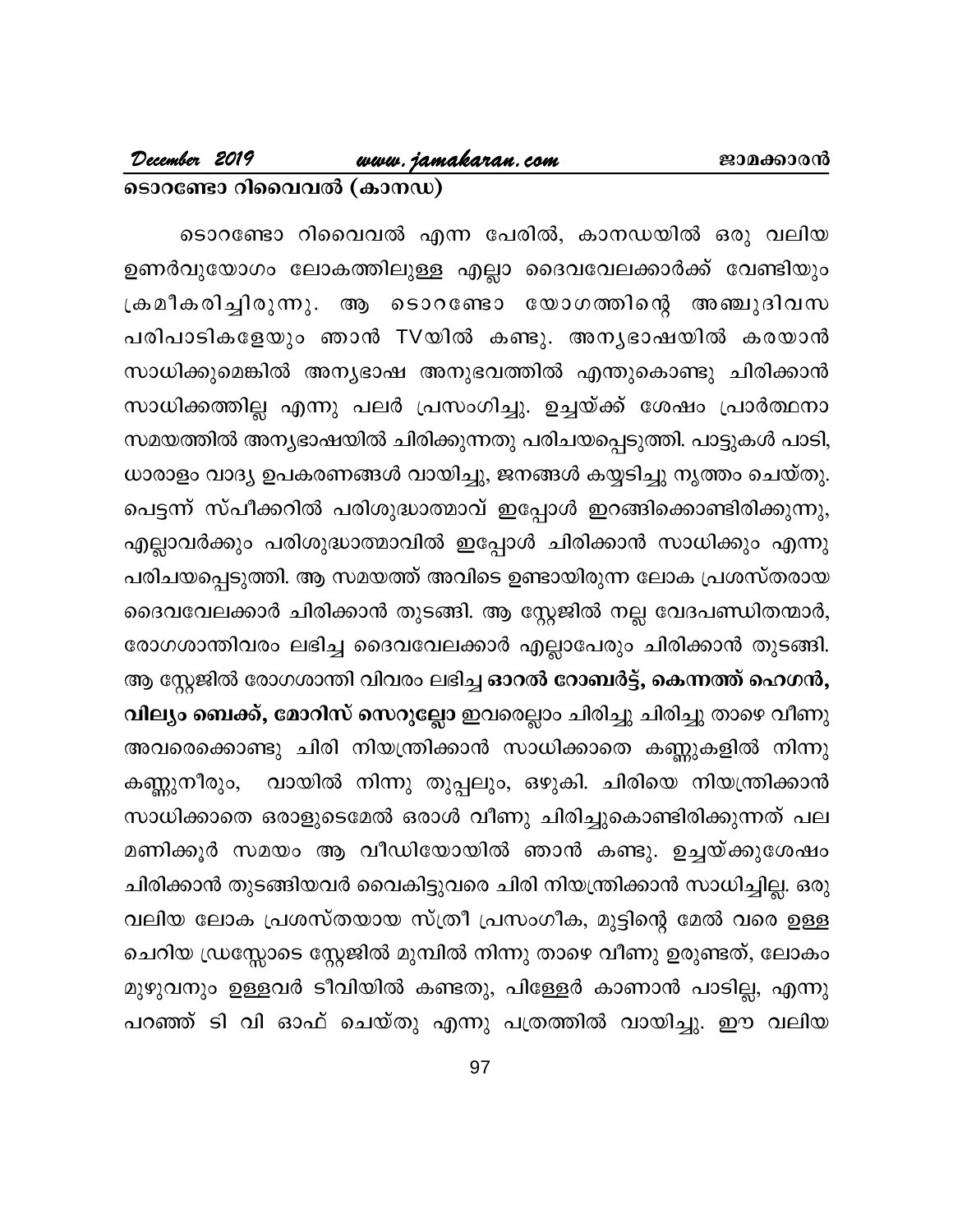## ടൊറണ്ടോ റിവൈവൽ (കാനഡ)

ടൊറണ്ടോ റിവൈവൽ എന്ന പേരിൽ, കാനഡയിൽ ഒരു വലിയ ഉണർവുയോഗം ലോകത്തിലുള്ള എല്ലാ ദൈവവേലക്കാർക്ക് വേണ്ടിയും ക്രമീകരിച്ചിരുന്നു. ആ ടൊറണ്ടോ യോഗത്തിന്റെ അഞ്ചുദിവസ പരിപാടികളേയും ഞാൻ TVയിൽ കണ്ടു. അന്യഭാഷയിൽ കരയാൻ സാധിക്കുമെങ്കിൽ അന്യഭാഷ അനുഭവത്തിൽ എന്തുകൊണ്ടു ചിരിക്കാൻ സാധിക്കത്തില്ല എന്നു പലർ പ്രസംഗിച്ചു. ഉച്ചയ്ക്ക് ശേഷം പ്രാർത്ഥനാ സമയത്തിൽ അന്യഭാഷയിൽ ചിരിക്കുന്നതു പരിചയപ്പെടുത്തി. പാട്ടുകൾ പാടി, ധാരാളം വാദ്യ ഉപകരണങ്ങൾ വായിച്ചു, ജനങ്ങൾ കയ്യടിച്ചു നൃത്തം ചെയ്തു. പെട്ടന്ന് സ്പീക്കറിൽ പരിശുദ്ധാത്മാവ് ഇപ്പോൾ ഇറങ്ങിക്കൊണ്ടിരിക്കുന്നു, എല്ലാവർക്കും പരിശുദ്ധാത്മാവിൽ ഇപ്പോൾ ചിരിക്കാൻ സാധിക്കും എന്നു പരിചയപ്പെടുത്തി. ആ സമയത്ത് അവിടെ ഉണ്ടായിരുന്ന ലോക പ്രശസ്തരായ ദൈവവേലക്കാർ ചിരിക്കാൻ തുടങ്ങി. ആ സ്റ്റേജിൽ നല്ല വേദപണ്ഡിതന്മാർ, രോഗശാന്തിവരം ലഭിച്ച ദൈവവേലക്കാർ എല്ലാപേരും ചിരിക്കാൻ തുടങ്ങി. ആ സ്റ്റേജിൽ രോഗശാന്തി വിവരം ലഭിച്ച **ഓറൽ റോബർട്ട്, കെന്നത്ത് ഹെഗൻ, വില്യം ബെക്ക്, മോറിസ് സെറുല്ലോ** ഇവരെല്ലാം ചിരിച്ചു ചിരിച്ചു താഴെ വീണു അവരെക്കൊണ്ടു ചിരി നിയന്ത്രിക്കാൻ സാധിക്കാതെ കണ്ണുകളിൽ നിന്നു കണ്ണുനീരും, വായിൽ നിന്നു തുപ്പലും, ഒഴുകി. ചിരിയെ നിയന്ത്രിക്കാൻ സാധിക്കാതെ ഒരാളുടെമേൽ ഒരാൾ വീണു ചിരിച്ചുകൊണ്ടിരിക്കുന്നത് പല മണിക്കൂർ സമയം ആ വീഡിയോയിൽ ഞാൻ കണ്ടു. ഉച്ചയ്ക്കുശേഷം ചിരിക്കാൻ തുടങ്ങിയവർ വൈകിട്ടുവരെ ചിരി നിയന്ത്രിക്കാൻ സാധിച്ചില്ല. ഒരു വലിയ ലോക പ്രശസ്തയായ സ്ത്രീ പ്രസംഗീക, മുട്ടിന്റെ മേൽ വരെ ഉള്ള ചെറിയ ഡ്രസ്സോടെ സ്റ്റേജിൽ മുമ്പിൽ നിന്നു താഴെ വീണു ഉരുണ്ടത്, ലോകം മുഴുവനും ഉള്ളവർ ടീവിയിൽ കണ്ടതു, പിള്ളേർ കാണാൻ പാടില്ല, എന്നു പറഞ്ഞ് ടി വി ഓഫ് ചെയ്തു എന്നു പത്രത്തിൽ വായിച്ചു. ഈ വലിയ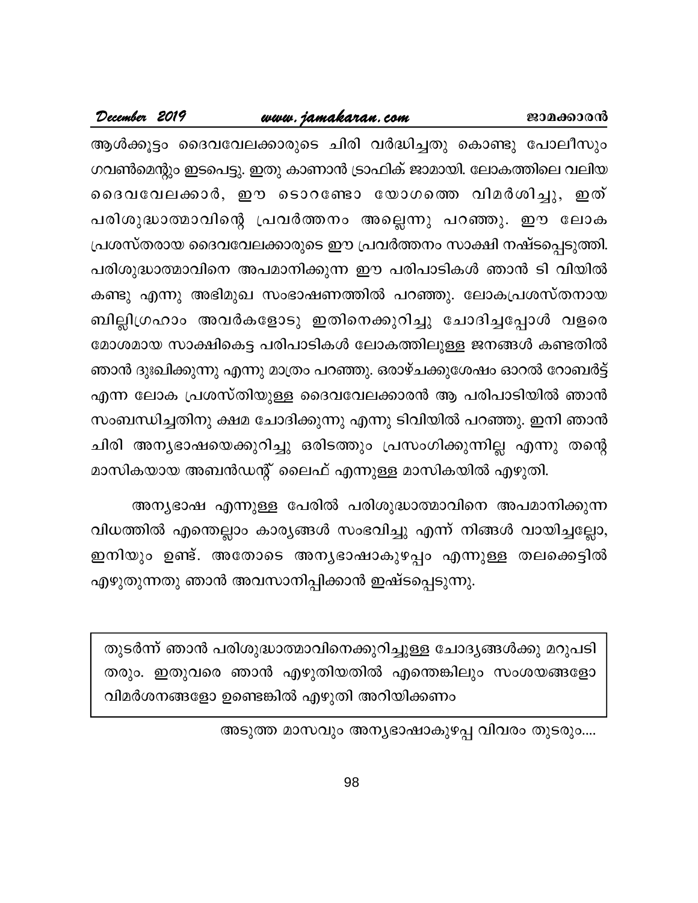ആൾക്കൂട്ടം ദൈവവേലക്കാരുടെ ചിരി വർദ്ധിച്ചതു കൊണ്ടു പോലീസും ഗവൺമെന്റും ഇടപെട്ടു. ഇതു കാണാൻ ട്രാഫിക് ജാമായി. ലോകത്തിലെ വലിയ ദൈവവേലക്കാർ, ഈ ടൊറണ്ടോ യോഗത്തെ വിമർശിച്ചു, ഇത് പരിശുദ്ധാത്മാവിന്റെ പ്രവർത്തനം അല്ലെന്നു പറഞ്ഞു. ഈ ലോക പ്രശസ്തരായ ദൈവവേലക്കാരുടെ ഈ പ്രവർത്തനം സാക്ഷി നഷ്ടപ്പെടുത്തി. പരിശുദ്ധാത്മാവിനെ അപമാനിക്കുന്ന ഈ പരിപാടികൾ ഞാൻ ടി വിയിൽ കണ്ടു എന്നു അഭിമുഖ സംഭാഷണത്തിൽ പറഞ്ഞു. ലോകപ്രശസ്തനായ ബില്ലിഗ്രഹാം അവർകളോടു ഇതിനെക്കുറിച്ചു ചോദിച്ചപ്പോൾ വളരെ മോശമായ സാക്ഷികെട്ട പരിപാടികൾ ലോകത്തിലുള്ള ജനങ്ങൾ കണ്ടതിൽ ഞാൻ ദുഃഖിക്കുന്നു എന്നു മാത്രം പറഞ്ഞു. ഒരാഴ്ചക്കുശേഷം ഓറൽ റോബർട്ട് എന്ന ലോക പ്രശസ്തിയുള്ള ദൈവവേലക്കാരൻ ആ പരിപാടിയിൽ ഞാൻ സംബന്ധിച്ചതിനു ക്ഷമ ചോദിക്കുന്നു എന്നു ടിവിയിൽ പറഞ്ഞു. ഇനി ഞാൻ ചിരി അന്യഭാഷയെക്കുറിച്ചു ഒരിടത്തും പ്രസംഗിക്കുന്നില്ല എന്നു തന്റെ മാസികയായ അബൻഡന്റ് ലൈഫ് എന്നുള്ള മാസികയിൽ എഴുതി.

അന്യഭാഷ എന്നുള്ള പേരിൽ പരിശുദ്ധാത്മാവിനെ അപമാനിക്കുന്ന വിധത്തിൽ എന്തെല്ലാം കാര്യങ്ങൾ സംഭവിച്ചു എന്ന് നിങ്ങൾ വായിച്ചല്ലോ, ഇനിയും ഉണ്ട്. അതോടെ അന്യഭാഷാകുഴപ്പം എന്നുള്ള തലക്കെട്ടിൽ എഴുതുന്നതു ഞാൻ അവസാനിപ്പിക്കാൻ ഇഷ്ടപ്പെടുന്നു.

തുടർന്ന് ഞാൻ പരിശുദ്ധാത്മാവിനെക്കുറിച്ചുള്ള ചോദ്യങ്ങൾക്കു മറുപടി തരും. ഇതുവരെ ഞാൻ എഴുതിയതിൽ എന്തെങ്കിലും സംശയങ്ങളോ വിമർശനങ്ങളോ ഉണ്ടെങ്കിൽ എഴുതി അറിയിക്കണം

അടുത്ത മാസവും അന്യഭാഷാകുഴപ്പ വിവരം തുടരും....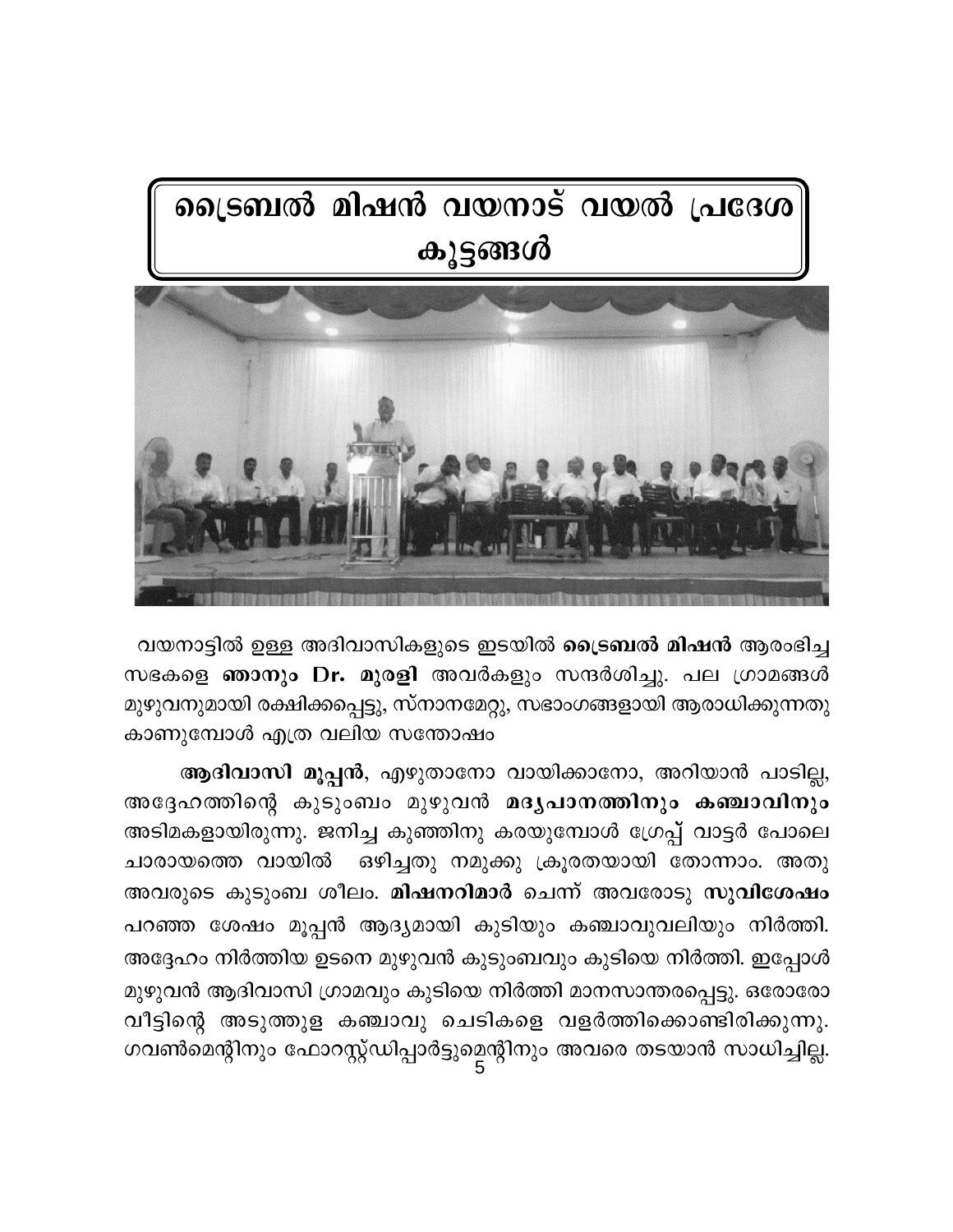# ട്രൈബൽ മിഷൻ വയനാട് വയൽ പ്രദേശ കൂട്ടങ്ങൾ

വയനാട്ടിൽ ഉള്ള അദിവാസികളുടെ ഇടയിൽ **ട്രൈബൽ മിഷൻ** ആരംഭിച്ച സഭകളെ **ഞാനും Dr. മുരളി** അവർകളും സന്ദർശിച്ചു. പല ഗ്രാമങ്ങൾ മുഴുവനുമായി രക്ഷിക്കപ്പെട്ടു, സ്നാനമേറ്റു, സഭാംഗങ്ങളായി ആരാധിക്കുന്നതു കാണുമ്പോൾ എത്ര വലിയ സന്തോഷം

**ആദിവാസി മൂപ്പൻ**, എഴുതാനോ വായിക്കാനോ, അറിയാൻ പാടില്ല, അദ്ദേഹത്തിന്റെ കുടുംബം മുഴുവൻ **മദ്യപാനത്തിനും കഞ്ചാവിനും** അടിമകളായിരുന്നു. ജനിച്ച കുഞ്ഞിനു കരയുമ്പോൾ ഗ്രേപ്പ് വാട്ടർ പോലെ ചാരായത്തെ വായിൽ ഒഴിച്ചതു നമുക്കു ക്രൂരതയായി തോന്നാം. അതു അവരുടെ കുടുംബ ശീലം. **മിഷനറിമാർ** ചെന്ന് അവരോടു **സുവിശേഷം** പറഞ്ഞ ശേഷം മൂപ്പൻ ആദ്യമായി കുടിയും കഞ്ചാവുവലിയും നിർത്തി. അദ്ദേഹം നിർത്തിയ ഉടനെ മുഴുവൻ കുടുംബവും കുടിയെ നിർത്തി. ഇപ്പോൾ മുഴുവൻ ആദിവാസി ഗ്രാമവും കുടിയെ നിർത്തി മാനസാന്തരപ്പെട്ടു. ഒരോരോ വീട്ടിന്റെ അടുത്തുള കഞ്ചാവു ചെടികളെ വളർത്തിക്കൊണ്ടിരിക്കുന്നു. ഗവൺമെന്റിനും ഫോറസ്റ്റ്ഡിപ്പാർട്ടുമെന്റിനും അവരെ തടയാൻ സാധിച്ചില്ല.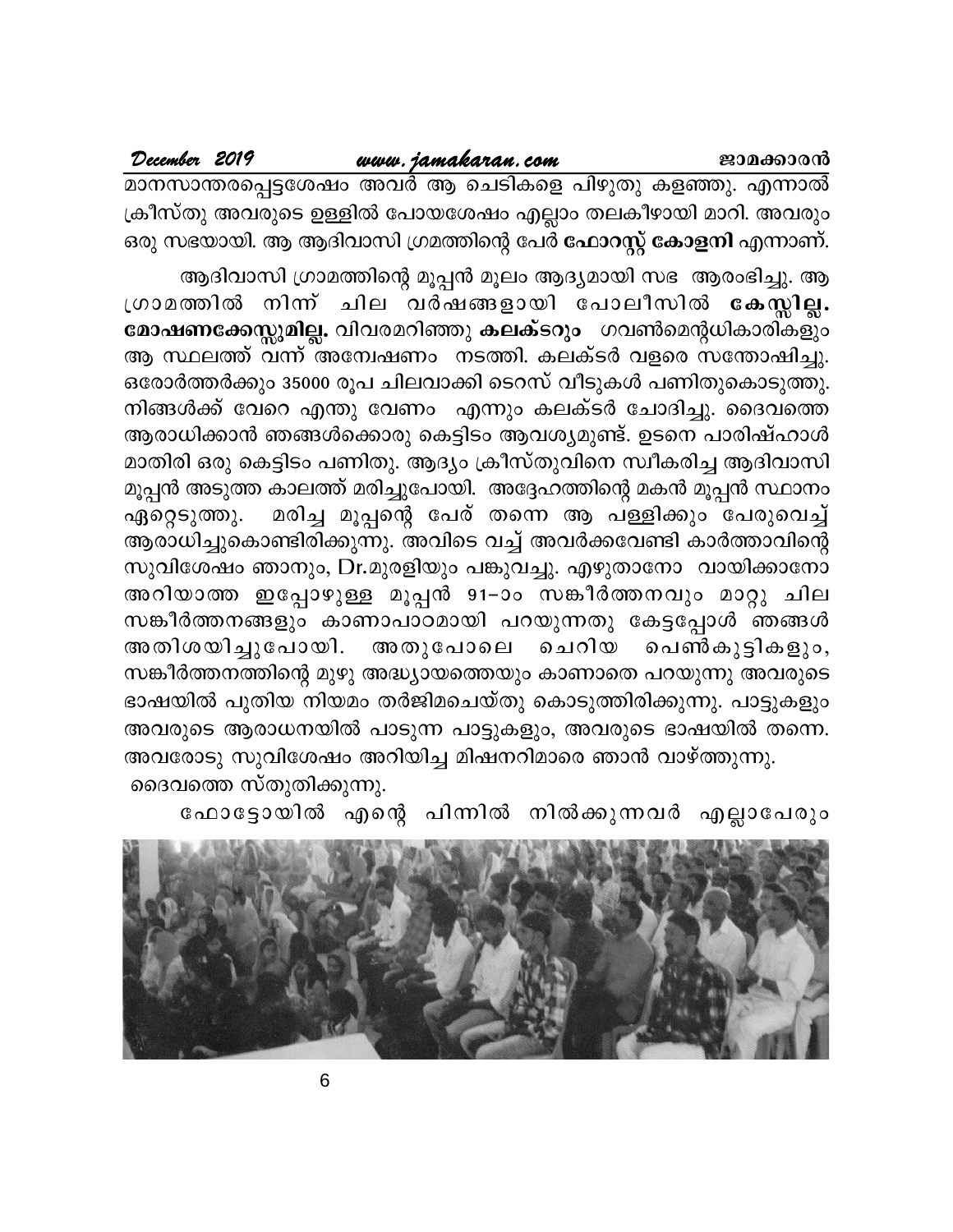മാനസാന്തരപ്പെട്ടശേഷം അവർ ആ ചെടികളെ പിഴുതു കളഞ്ഞു. എന്നാൽ ക്രീസ്തു അവരുടെ ഉള്ളിൽ പോയശേഷം എല്ലാം തലകീഴായി മാറി. അവരും ഒരു സഭയായി. ആ ആദിവാസി ഗ്രമത്തിന്റെ പേർ **ഫോറസ്റ്റ് കോളനി** എന്നാണ്.

ആദിവാസി ഗ്രാമത്തിന്റെ മൂപ്പൻ മൂലം ആദ്യമായി സഭ ആരംഭിച്ചു. ആ ഗ്രാമത്തിൽ നിന്ന് ചില വർഷങ്ങളായി പോലീസിൽ **കേസ്സില്ല. മോഷണക്കേസ്സുമില്ല.** വിവരമറിഞ്ഞു **കലക്ടറും** ഗവൺമെന്റധികാരികളും ആ സ്ഥലത്ത് വന്ന് അന്വേഷണം നടത്തി. കലക്ടർ വളരെ സന്തോഷിച്ചു. ഒരോർത്തർക്കും 35000 രൂപ ചിലവാക്കി ടെറസ് വീടുകൾ പണിതുകൊടുത്തു. നിങ്ങൾക്ക് വേറെ എന്തു വേണം എന്നും കലക്ടർ ചോദിച്ചു. ദൈവത്തെ ആരാധിക്കാൻ ഞങ്ങൾക്കൊരു കെട്ടിടം ആവശ്യമുണ്ട്. ഉടനെ പാരിഷ്ഹാൾ മാതിരി ഒരു കെട്ടിടം പണിതു. ആദ്യം ക്രീസ്തുവിനെ സ്വീകരിച്ച ആദിവാസി മൂപ്പൻ അടുത്ത കാലത്ത് മരിച്ചുപോയി. അദ്ദേഹത്തിന്റെ മകൻ മൂപ്പൻ സ്ഥാനം ഏറ്റെടുത്തു. മരിച്ച മൂപ്പന്റെ പേര് തന്നെ ആ പള്ളിക്കും പേരുവെച്ച് ആരാധിച്ചുകൊണ്ടിരിക്കുന്നു. അവിടെ വച്ച് അവർക്കവേണ്ടി കാർത്താവിന്റെ സുവിശേഷം ഞാനും, Dr.മുരളിയും പങ്കുവച്ചു. എഴുതാനോ വായിക്കാനോ അറിയാത്ത ഇപ്പോഴുള്ള മൂപ്പൻ 91-ാം സങ്കീർത്തനവും മാറ്റു ചില സങ്കീർത്തനങ്ങളും കാണാപാഠമായി പറയുന്നതു കേട്ടപ്പോൾ ഞങ്ങൾ അതിശയിച്ചുപോയി. അതുപോലെ ചെറിയ പെൺകുട്ടികളും, സങ്കീർത്തനത്തിന്റെ മുഴു അദ്ധ്യായത്തെയും കാണാതെ പറയുന്നു അവരുടെ ഭാഷയിൽ പുതിയ നിയമം തർജിമചെയ്തു കൊടുത്തിരിക്കുന്നു. പാട്ടുകളും അവരുടെ ആരാധനയിൽ പാടുന്ന പാട്ടുകളും, അവരുടെ ഭാഷയിൽ തന്നെ. അവരോടു സുവിശേഷം അറിയിച്ച മിഷനറിമാരെ ഞാൻ വാഴ്ത്തുന്നു. ദൈവത്തെ സ്തുതിക്കുന്നു.

ഫോട്ടോയിൽ എന്റെ പിന്നിൽ നിൽക്കുന്നവർ എല്ലാപേരും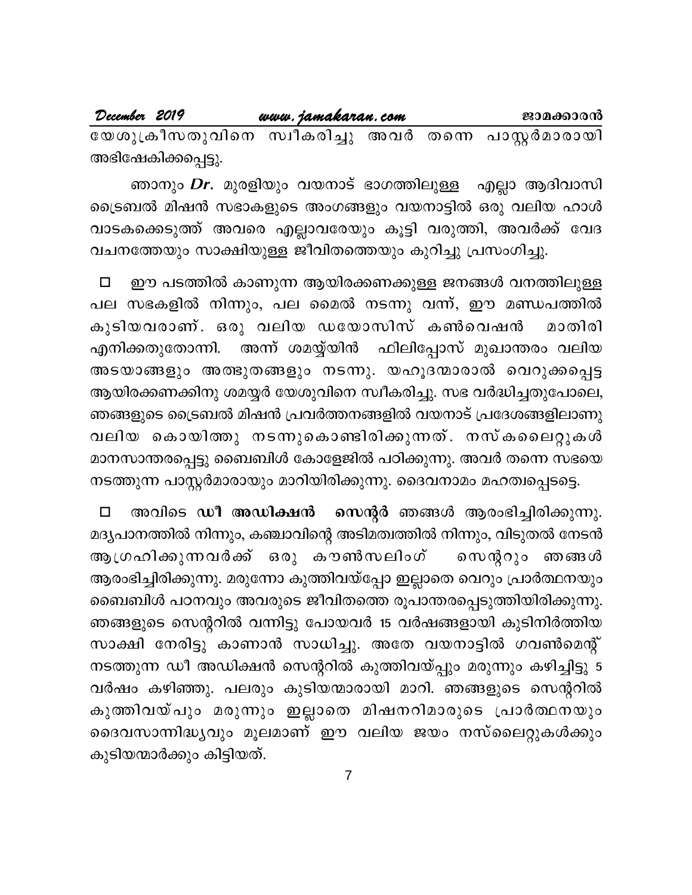യേശുക്രിസ്തുവിനെ സ്വീകരിച്ചു അവർ തന്നെ പാസ്റ്റർമാരായി അഭിഷേകിക്കപ്പെട്ടു.

ഞാനും ***Dr.*** മുരളിയും വയനാട് ഭാഗത്തിലുള്ള എല്ലാ ആദിവാസി ട്രൈബൽ മിഷൻ സഭാകളുടെ അംഗങ്ങളും വയനാട്ടിൽ ഒരു വലിയ ഹാൾ വാടകക്കെടുത്ത് അവരെ എല്ലാവരേയും കൂട്ടി വരുത്തി, അവർക്ക് വേദ വചനത്തേയും സാക്ഷിയുള്ള ജീവിതത്തെയും കുറിച്ചു പ്രസംഗിച്ചു.

☐ ഈ പടത്തിൽ കാണുന്ന ആയിരക്കണക്കുള്ള ജനങ്ങൾ വനത്തിലുള്ള പല സഭകളിൽ നിന്നും, പല മൈൽ നടന്നു വന്ന്, ഈ മണ്ഡപത്തിൽ കുടിയവരാണ്. ഒരു വലിയ ഡയോസിസ് കൺവെഷൻ മാതിരി എനിക്കതുതോന്നി. അന്ന് ശമര്യ്യയിൻ ഫിലിപ്പോസ് മുഖാന്തരം വലിയ അടയാങ്ങളും അത്ഭുതങ്ങളും നടന്നു. യഹൂദന്മാരാൽ വെറുക്കപ്പെട്ട ആയിരക്കണക്കിനു ശമര്യർ യേശുവിനെ സ്വീകരിച്ചു. സഭ വർദ്ധിച്ചതുപോലെ, ഞങ്ങളുടെ ട്രൈബൽ മിഷൻ പ്രവർത്തനങ്ങളിൽ വയനാട് പ്രദേശങ്ങളിലാണു വലിയ കൊയിത്തു നടന്നുകൊണ്ടിരിക്കുന്നത്. നസ്കലൈറ്റുകൾ മാനസാന്തരപ്പെട്ടു ബൈബിൾ കോളേജിൽ പഠിക്കുന്നു. അവർ തന്നെ സഭയെ നടത്തുന്ന പാസ്റ്റർമാരായും മാറിയിരിക്കുന്നു. ദൈവനാമം മഹത്വപ്പെടട്ടെ.

☐ അവിടെ **ഡീ അഡിക്ഷൻ സെന്റർ** ഞങ്ങൾ ആരംഭിച്ചിരിക്കുന്നു. മദ്യപാനത്തിൽ നിന്നും, കഞ്ചാവിന്റെ അടിമത്വത്തിൽ നിന്നും, വിടുതൽ നേടൻ ആഗ്രഹിക്കുന്നവർക്ക് ഒരു കൗൺസലിംഗ് സെന്ററും ഞങ്ങൾ ആരംഭിച്ചിരിക്കുന്നു. മരുന്നോ കുത്തിവയ്പ്പോ ഇല്ലാതെ വെറും പ്രാർത്ഥനയും ബൈബിൾ പഠനവും അവരുടെ ജീവിതത്തെ രൂപാന്തരപ്പെടുത്തിയിരിക്കുന്നു. ഞങ്ങളുടെ സെന്ററിൽ വന്നിട്ടു പോയവർ 15 വർഷങ്ങളായി കുടിനിർത്തിയ സാക്ഷി നേരിട്ടു കാണാൻ സാധിച്ചു. അതേ വയനാട്ടിൽ ഗവൺമെന്റ് നടത്തുന്ന ഡീ അഡിക്ഷൻ സെന്ററിൽ കുത്തിവയ്പ്പും മരുന്നും കഴിച്ചിട്ടു 5 വർഷം കഴിഞ്ഞു. പലരും കുടിയന്മാരായി മാറി. ഞങ്ങളുടെ സെന്ററിൽ കുത്തിവയ്പും മരുന്നും ഇല്ലാതെ മിഷനറിമാരുടെ പ്രാർത്ഥനയും ദൈവസാന്നിദ്ധ്യവും മൂലമാണ് ഈ വലിയ ജയം നസ്ലൈറ്റുകൾക്കും കുടിയന്മാർക്കും കിട്ടിയത്.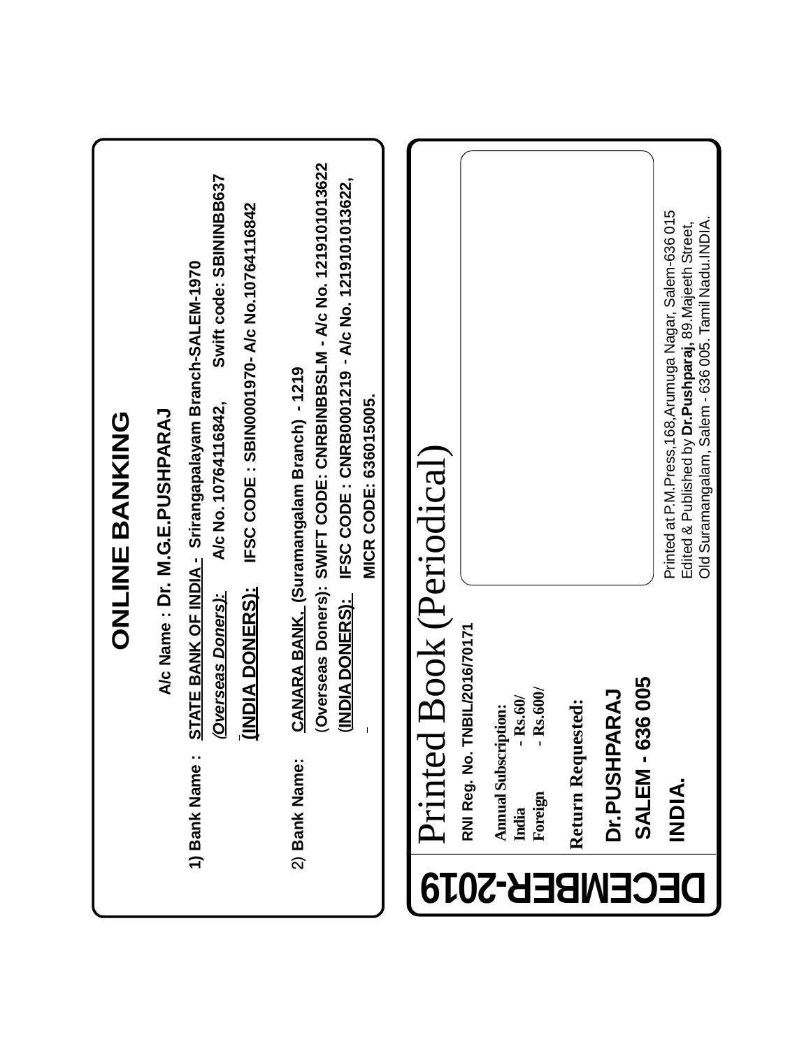# ONLINE BANKING

*A/c Name* : **Dr. M.G.E.PUSHPARAJ**

**1) Bank Name :** **STATE BANK OF INDIA - Srirangapalayam Branch-SALEM-1970**

***(Overseas Doners):*** ***A/c No. 10764116842,*** **Swift code: SBININBB637**

**(INDIA DONERS):** **IFSC CODE : SBIN0001970- A/c No.10764116842**

2) **Bank Name:** **CANARA BANK. (Suramangalam Branch) - 1219**

**(Overseas Doners): SWIFT CODE: CNRBINBBSLM - A/c No. 1219101013622**

**(INDIA DONERS): IFSC CODE : CNRB0001219 - A/c No. 1219101013622,**

**MICR CODE: 636015005.**

---

**DECEMBER-2019**

Printed Book (Periodical)

**RNI Reg. No. TNBIL/2016/70171**

**Annual Subscription:**
**India - Rs.60/**
**Foreign - Rs.600/**

**Return Requested:**

**Dr.PUSHPARAJ**

**SALEM - 636 005**

**INDIA.**

Printed at P.M.Press,168,Arumuga Nagar, Salem-636 015
Edited & Published by **Dr.Pushparaj**, 89.Majeeth Street,
Old Suramangalam, Salem - 636 005. Tamil Nadu.INDIA.